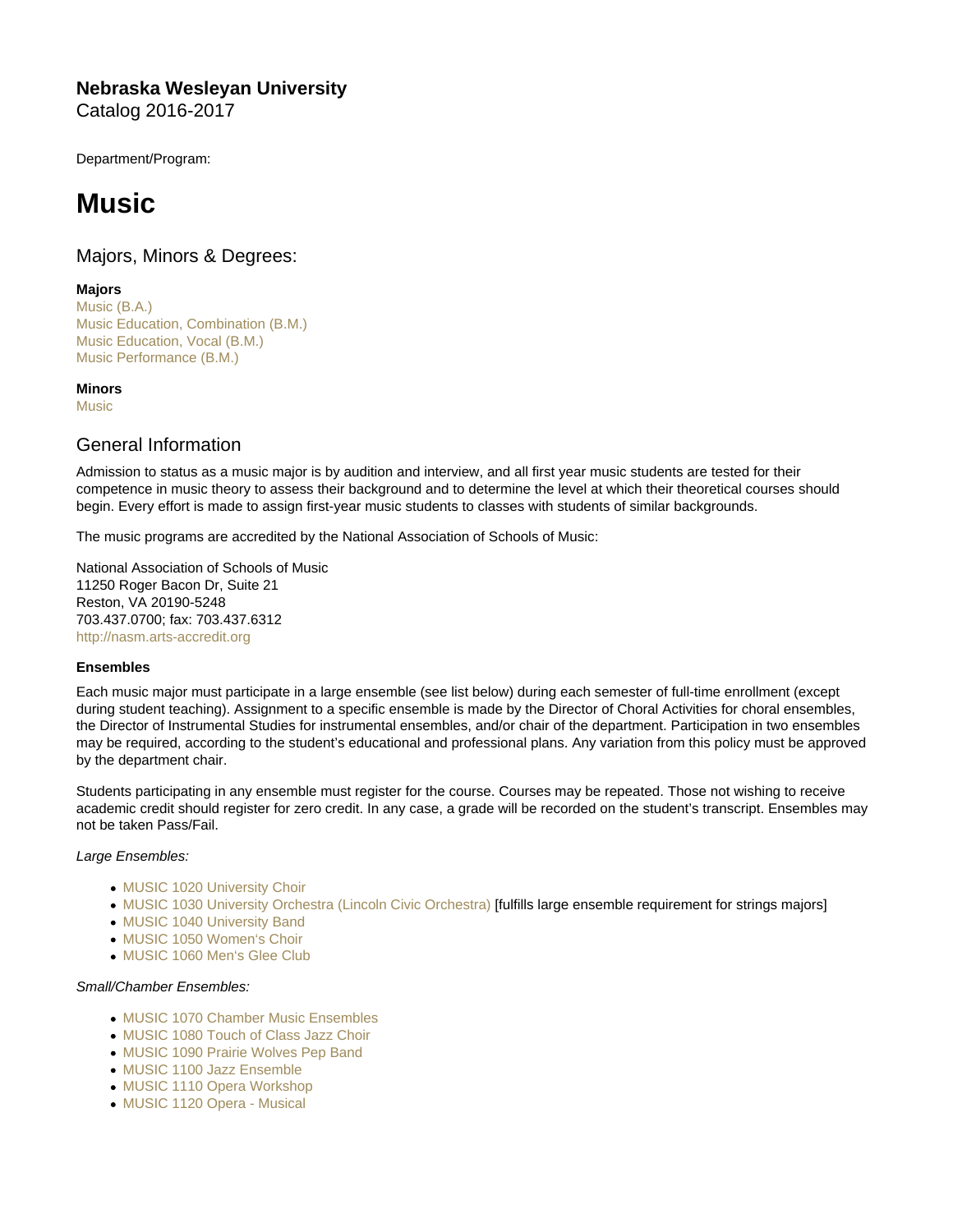**Nebraska Wesleyan University**
Catalog 2016-2017

Department/Program:

# Music

## Majors, Minors & Degrees:

**Majors**
Music (B.A.)
Music Education, Combination (B.M.)
Music Education, Vocal (B.M.)
Music Performance (B.M.)

**Minors**
Music

## General Information

Admission to status as a music major is by audition and interview, and all first year music students are tested for their competence in music theory to assess their background and to determine the level at which their theoretical courses should begin. Every effort is made to assign first-year music students to classes with students of similar backgrounds.

The music programs are accredited by the National Association of Schools of Music:

National Association of Schools of Music
11250 Roger Bacon Dr, Suite 21
Reston, VA 20190-5248
703.437.0700; fax: 703.437.6312
http://nasm.arts-accredit.org

**Ensembles**

Each music major must participate in a large ensemble (see list below) during each semester of full-time enrollment (except during student teaching). Assignment to a specific ensemble is made by the Director of Choral Activities for choral ensembles, the Director of Instrumental Studies for instrumental ensembles, and/or chair of the department. Participation in two ensembles may be required, according to the student's educational and professional plans. Any variation from this policy must be approved by the department chair.

Students participating in any ensemble must register for the course. Courses may be repeated. Those not wishing to receive academic credit should register for zero credit. In any case, a grade will be recorded on the student's transcript. Ensembles may not be taken Pass/Fail.

*Large Ensembles:*

- MUSIC 1020 University Choir
- MUSIC 1030 University Orchestra (Lincoln Civic Orchestra) [fulfills large ensemble requirement for strings majors]
- MUSIC 1040 University Band
- MUSIC 1050 Women's Choir
- MUSIC 1060 Men's Glee Club

*Small/Chamber Ensembles:*

- MUSIC 1070 Chamber Music Ensembles
- MUSIC 1080 Touch of Class Jazz Choir
- MUSIC 1090 Prairie Wolves Pep Band
- MUSIC 1100 Jazz Ensemble
- MUSIC 1110 Opera Workshop
- MUSIC 1120 Opera - Musical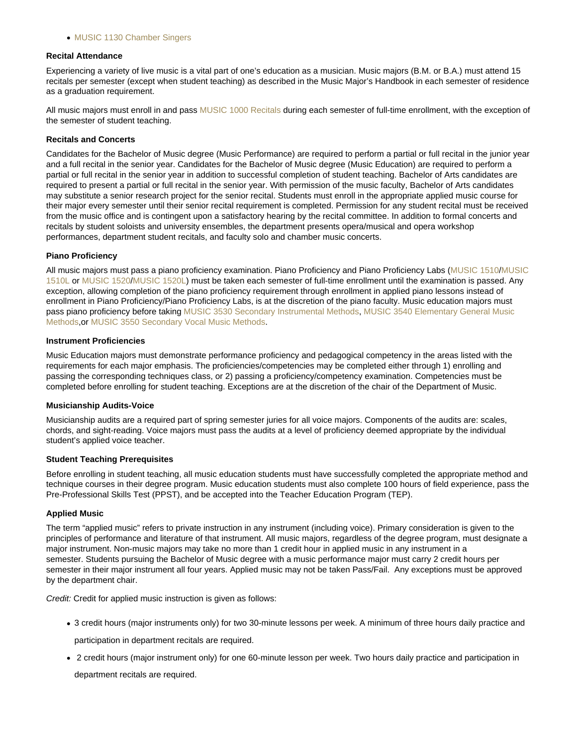- MUSIC 1130 Chamber Singers

**Recital Attendance**

Experiencing a variety of live music is a vital part of one's education as a musician. Music majors (B.M. or B.A.) must attend 15 recitals per semester (except when student teaching) as described in the Music Major's Handbook in each semester of residence as a graduation requirement.

All music majors must enroll in and pass MUSIC 1000 Recitals during each semester of full-time enrollment, with the exception of the semester of student teaching.

**Recitals and Concerts**

Candidates for the Bachelor of Music degree (Music Performance) are required to perform a partial or full recital in the junior year and a full recital in the senior year. Candidates for the Bachelor of Music degree (Music Education) are required to perform a partial or full recital in the senior year in addition to successful completion of student teaching. Bachelor of Arts candidates are required to present a partial or full recital in the senior year. With permission of the music faculty, Bachelor of Arts candidates may substitute a senior research project for the senior recital. Students must enroll in the appropriate applied music course for their major every semester until their senior recital requirement is completed. Permission for any student recital must be received from the music office and is contingent upon a satisfactory hearing by the recital committee. In addition to formal concerts and recitals by student soloists and university ensembles, the department presents opera/musical and opera workshop performances, department student recitals, and faculty solo and chamber music concerts.

**Piano Proficiency**

All music majors must pass a piano proficiency examination. Piano Proficiency and Piano Proficiency Labs (MUSIC 1510/MUSIC 1510L or MUSIC 1520/MUSIC 1520L) must be taken each semester of full-time enrollment until the examination is passed. Any exception, allowing completion of the piano proficiency requirement through enrollment in applied piano lessons instead of enrollment in Piano Proficiency/Piano Proficiency Labs, is at the discretion of the piano faculty. Music education majors must pass piano proficiency before taking MUSIC 3530 Secondary Instrumental Methods, MUSIC 3540 Elementary General Music Methods,or MUSIC 3550 Secondary Vocal Music Methods.

**Instrument Proficiencies**

Music Education majors must demonstrate performance proficiency and pedagogical competency in the areas listed with the requirements for each major emphasis. The proficiencies/competencies may be completed either through 1) enrolling and passing the corresponding techniques class, or 2) passing a proficiency/competency examination. Competencies must be completed before enrolling for student teaching. Exceptions are at the discretion of the chair of the Department of Music.

**Musicianship Audits-Voice**

Musicianship audits are a required part of spring semester juries for all voice majors. Components of the audits are: scales, chords, and sight-reading. Voice majors must pass the audits at a level of proficiency deemed appropriate by the individual student's applied voice teacher.

**Student Teaching Prerequisites**

Before enrolling in student teaching, all music education students must have successfully completed the appropriate method and technique courses in their degree program. Music education students must also complete 100 hours of field experience, pass the Pre-Professional Skills Test (PPST), and be accepted into the Teacher Education Program (TEP).

**Applied Music**

The term "applied music" refers to private instruction in any instrument (including voice). Primary consideration is given to the principles of performance and literature of that instrument. All music majors, regardless of the degree program, must designate a major instrument. Non-music majors may take no more than 1 credit hour in applied music in any instrument in a semester. Students pursuing the Bachelor of Music degree with a music performance major must carry 2 credit hours per semester in their major instrument all four years. Applied music may not be taken Pass/Fail. Any exceptions must be approved by the department chair.

*Credit:* Credit for applied music instruction is given as follows:

- 3 credit hours (major instruments only) for two 30-minute lessons per week. A minimum of three hours daily practice and participation in department recitals are required.
- 2 credit hours (major instrument only) for one 60-minute lesson per week. Two hours daily practice and participation in department recitals are required.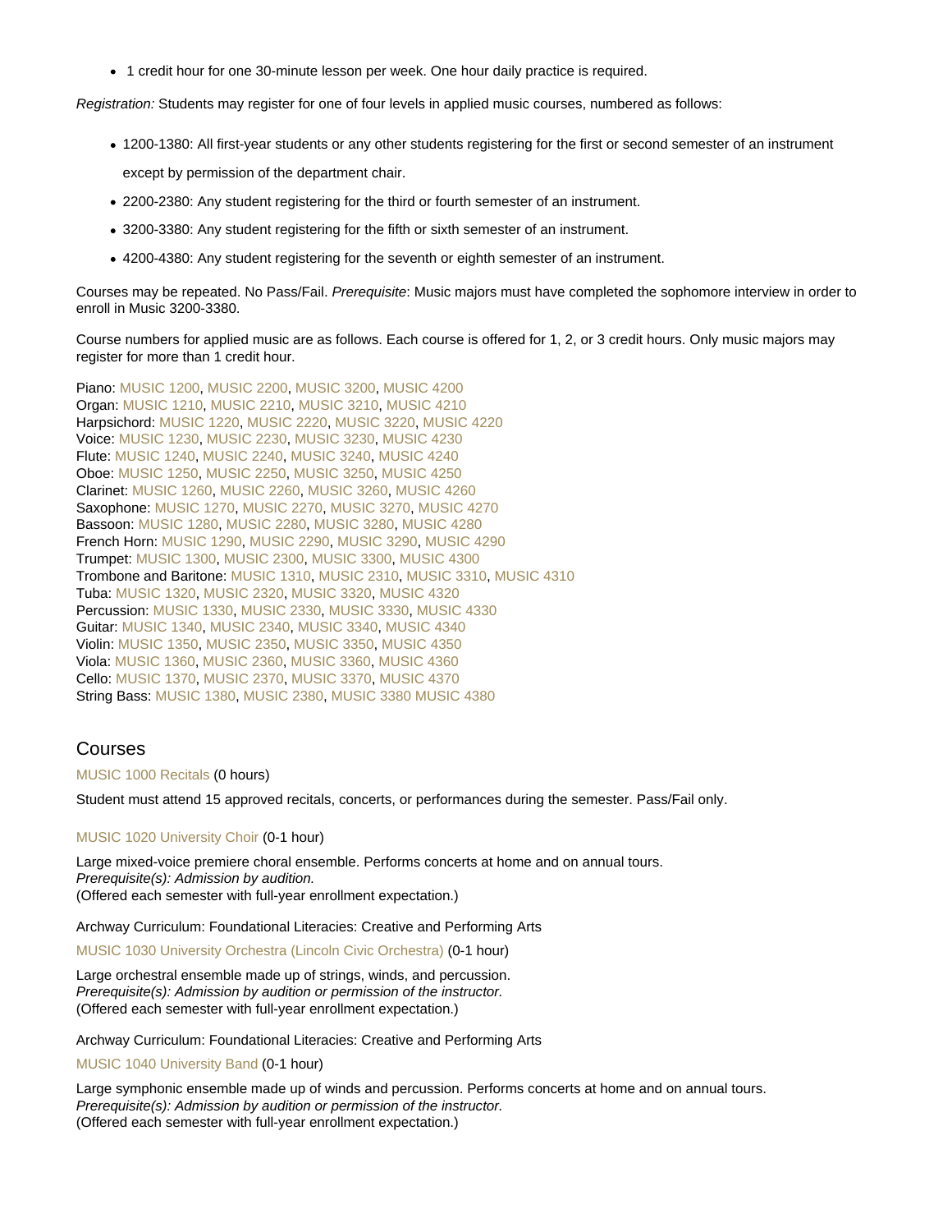- 1 credit hour for one 30-minute lesson per week. One hour daily practice is required.

*Registration:* Students may register for one of four levels in applied music courses, numbered as follows:

- 1200-1380: All first-year students or any other students registering for the first or second semester of an instrument except by permission of the department chair.
- 2200-2380: Any student registering for the third or fourth semester of an instrument.
- 3200-3380: Any student registering for the fifth or sixth semester of an instrument.
- 4200-4380: Any student registering for the seventh or eighth semester of an instrument.

Courses may be repeated. No Pass/Fail. *Prerequisite*: Music majors must have completed the sophomore interview in order to enroll in Music 3200-3380.

Course numbers for applied music are as follows. Each course is offered for 1, 2, or 3 credit hours. Only music majors may register for more than 1 credit hour.

Piano: MUSIC 1200, MUSIC 2200, MUSIC 3200, MUSIC 4200
Organ: MUSIC 1210, MUSIC 2210, MUSIC 3210, MUSIC 4210
Harpsichord: MUSIC 1220, MUSIC 2220, MUSIC 3220, MUSIC 4220
Voice: MUSIC 1230, MUSIC 2230, MUSIC 3230, MUSIC 4230
Flute: MUSIC 1240, MUSIC 2240, MUSIC 3240, MUSIC 4240
Oboe: MUSIC 1250, MUSIC 2250, MUSIC 3250, MUSIC 4250
Clarinet: MUSIC 1260, MUSIC 2260, MUSIC 3260, MUSIC 4260
Saxophone: MUSIC 1270, MUSIC 2270, MUSIC 3270, MUSIC 4270
Bassoon: MUSIC 1280, MUSIC 2280, MUSIC 3280, MUSIC 4280
French Horn: MUSIC 1290, MUSIC 2290, MUSIC 3290, MUSIC 4290
Trumpet: MUSIC 1300, MUSIC 2300, MUSIC 3300, MUSIC 4300
Trombone and Baritone: MUSIC 1310, MUSIC 2310, MUSIC 3310, MUSIC 4310
Tuba: MUSIC 1320, MUSIC 2320, MUSIC 3320, MUSIC 4320
Percussion: MUSIC 1330, MUSIC 2330, MUSIC 3330, MUSIC 4330
Guitar: MUSIC 1340, MUSIC 2340, MUSIC 3340, MUSIC 4340
Violin: MUSIC 1350, MUSIC 2350, MUSIC 3350, MUSIC 4350
Viola: MUSIC 1360, MUSIC 2360, MUSIC 3360, MUSIC 4360
Cello: MUSIC 1370, MUSIC 2370, MUSIC 3370, MUSIC 4370
String Bass: MUSIC 1380, MUSIC 2380, MUSIC 3380 MUSIC 4380

## Courses

MUSIC 1000 Recitals (0 hours)

Student must attend 15 approved recitals, concerts, or performances during the semester. Pass/Fail only.

MUSIC 1020 University Choir (0-1 hour)

Large mixed-voice premiere choral ensemble. Performs concerts at home and on annual tours.
*Prerequisite(s): Admission by audition.*
(Offered each semester with full-year enrollment expectation.)

Archway Curriculum: Foundational Literacies: Creative and Performing Arts

MUSIC 1030 University Orchestra (Lincoln Civic Orchestra) (0-1 hour)

Large orchestral ensemble made up of strings, winds, and percussion.
*Prerequisite(s): Admission by audition or permission of the instructor.*
(Offered each semester with full-year enrollment expectation.)

Archway Curriculum: Foundational Literacies: Creative and Performing Arts

MUSIC 1040 University Band (0-1 hour)

Large symphonic ensemble made up of winds and percussion. Performs concerts at home and on annual tours.
*Prerequisite(s): Admission by audition or permission of the instructor.*
(Offered each semester with full-year enrollment expectation.)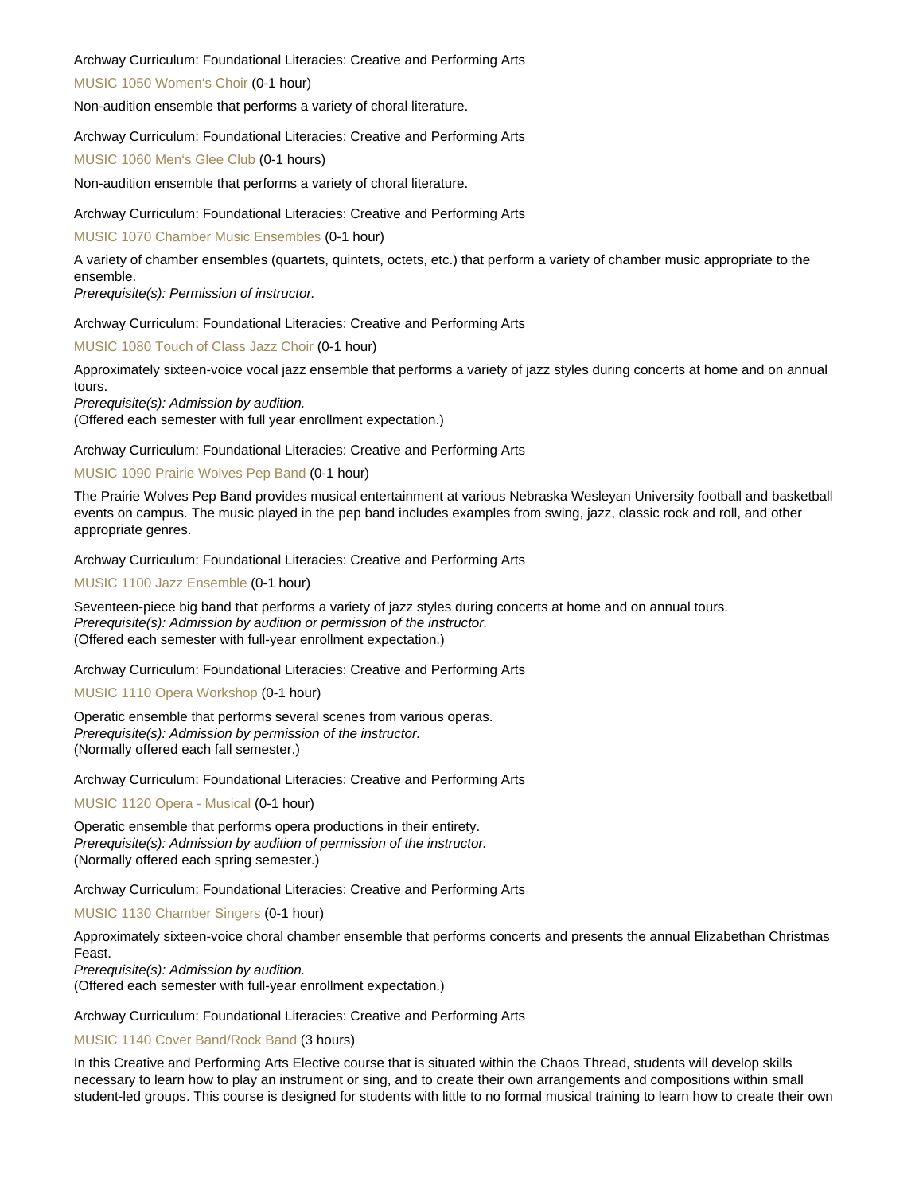Archway Curriculum: Foundational Literacies: Creative and Performing Arts

MUSIC 1050 Women's Choir (0-1 hour)

Non-audition ensemble that performs a variety of choral literature.

Archway Curriculum: Foundational Literacies: Creative and Performing Arts

MUSIC 1060 Men's Glee Club (0-1 hours)

Non-audition ensemble that performs a variety of choral literature.

Archway Curriculum: Foundational Literacies: Creative and Performing Arts

MUSIC 1070 Chamber Music Ensembles (0-1 hour)

A variety of chamber ensembles (quartets, quintets, octets, etc.) that perform a variety of chamber music appropriate to the ensemble.
*Prerequisite(s): Permission of instructor.*

Archway Curriculum: Foundational Literacies: Creative and Performing Arts

MUSIC 1080 Touch of Class Jazz Choir (0-1 hour)

Approximately sixteen-voice vocal jazz ensemble that performs a variety of jazz styles during concerts at home and on annual tours.
*Prerequisite(s): Admission by audition.*
(Offered each semester with full year enrollment expectation.)

Archway Curriculum: Foundational Literacies: Creative and Performing Arts

MUSIC 1090 Prairie Wolves Pep Band (0-1 hour)

The Prairie Wolves Pep Band provides musical entertainment at various Nebraska Wesleyan University football and basketball events on campus. The music played in the pep band includes examples from swing, jazz, classic rock and roll, and other appropriate genres.

Archway Curriculum: Foundational Literacies: Creative and Performing Arts

MUSIC 1100 Jazz Ensemble (0-1 hour)

Seventeen-piece big band that performs a variety of jazz styles during concerts at home and on annual tours.
*Prerequisite(s): Admission by audition or permission of the instructor.*
(Offered each semester with full-year enrollment expectation.)

Archway Curriculum: Foundational Literacies: Creative and Performing Arts

MUSIC 1110 Opera Workshop (0-1 hour)

Operatic ensemble that performs several scenes from various operas.
*Prerequisite(s): Admission by permission of the instructor.*
(Normally offered each fall semester.)

Archway Curriculum: Foundational Literacies: Creative and Performing Arts

MUSIC 1120 Opera - Musical (0-1 hour)

Operatic ensemble that performs opera productions in their entirety.
*Prerequisite(s): Admission by audition of permission of the instructor.*
(Normally offered each spring semester.)

Archway Curriculum: Foundational Literacies: Creative and Performing Arts

MUSIC 1130 Chamber Singers (0-1 hour)

Approximately sixteen-voice choral chamber ensemble that performs concerts and presents the annual Elizabethan Christmas Feast.
*Prerequisite(s): Admission by audition.*
(Offered each semester with full-year enrollment expectation.)

Archway Curriculum: Foundational Literacies: Creative and Performing Arts

MUSIC 1140 Cover Band/Rock Band (3 hours)

In this Creative and Performing Arts Elective course that is situated within the Chaos Thread, students will develop skills necessary to learn how to play an instrument or sing, and to create their own arrangements and compositions within small student-led groups. This course is designed for students with little to no formal musical training to learn how to create their own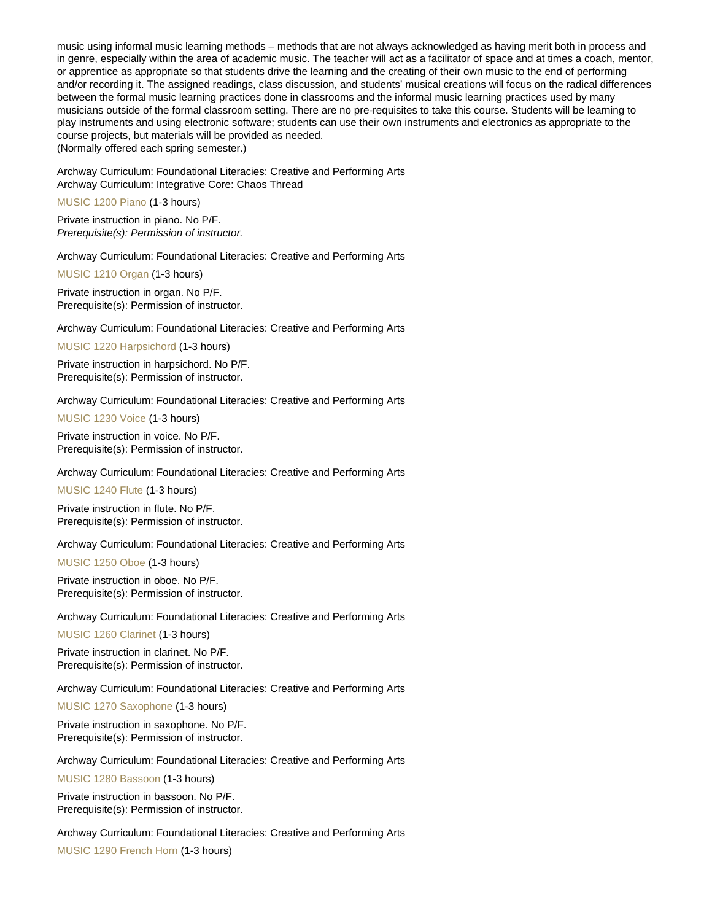music using informal music learning methods – methods that are not always acknowledged as having merit both in process and in genre, especially within the area of academic music. The teacher will act as a facilitator of space and at times a coach, mentor, or apprentice as appropriate so that students drive the learning and the creating of their own music to the end of performing and/or recording it. The assigned readings, class discussion, and students' musical creations will focus on the radical differences between the formal music learning practices done in classrooms and the informal music learning practices used by many musicians outside of the formal classroom setting. There are no pre-requisites to take this course. Students will be learning to play instruments and using electronic software; students can use their own instruments and electronics as appropriate to the course projects, but materials will be provided as needed.
(Normally offered each spring semester.)

Archway Curriculum: Foundational Literacies: Creative and Performing Arts
Archway Curriculum: Integrative Core: Chaos Thread

MUSIC 1200 Piano (1-3 hours)

Private instruction in piano. No P/F.
*Prerequisite(s): Permission of instructor.*

Archway Curriculum: Foundational Literacies: Creative and Performing Arts

MUSIC 1210 Organ (1-3 hours)

Private instruction in organ. No P/F.
Prerequisite(s): Permission of instructor.

Archway Curriculum: Foundational Literacies: Creative and Performing Arts

MUSIC 1220 Harpsichord (1-3 hours)

Private instruction in harpsichord. No P/F.
Prerequisite(s): Permission of instructor.

Archway Curriculum: Foundational Literacies: Creative and Performing Arts

MUSIC 1230 Voice (1-3 hours)

Private instruction in voice. No P/F.
Prerequisite(s): Permission of instructor.

Archway Curriculum: Foundational Literacies: Creative and Performing Arts

MUSIC 1240 Flute (1-3 hours)

Private instruction in flute. No P/F.
Prerequisite(s): Permission of instructor.

Archway Curriculum: Foundational Literacies: Creative and Performing Arts

MUSIC 1250 Oboe (1-3 hours)

Private instruction in oboe. No P/F.
Prerequisite(s): Permission of instructor.

Archway Curriculum: Foundational Literacies: Creative and Performing Arts

MUSIC 1260 Clarinet (1-3 hours)

Private instruction in clarinet. No P/F.
Prerequisite(s): Permission of instructor.

Archway Curriculum: Foundational Literacies: Creative and Performing Arts

MUSIC 1270 Saxophone (1-3 hours)

Private instruction in saxophone. No P/F.
Prerequisite(s): Permission of instructor.

Archway Curriculum: Foundational Literacies: Creative and Performing Arts

MUSIC 1280 Bassoon (1-3 hours)

Private instruction in bassoon. No P/F.
Prerequisite(s): Permission of instructor.

Archway Curriculum: Foundational Literacies: Creative and Performing Arts

MUSIC 1290 French Horn (1-3 hours)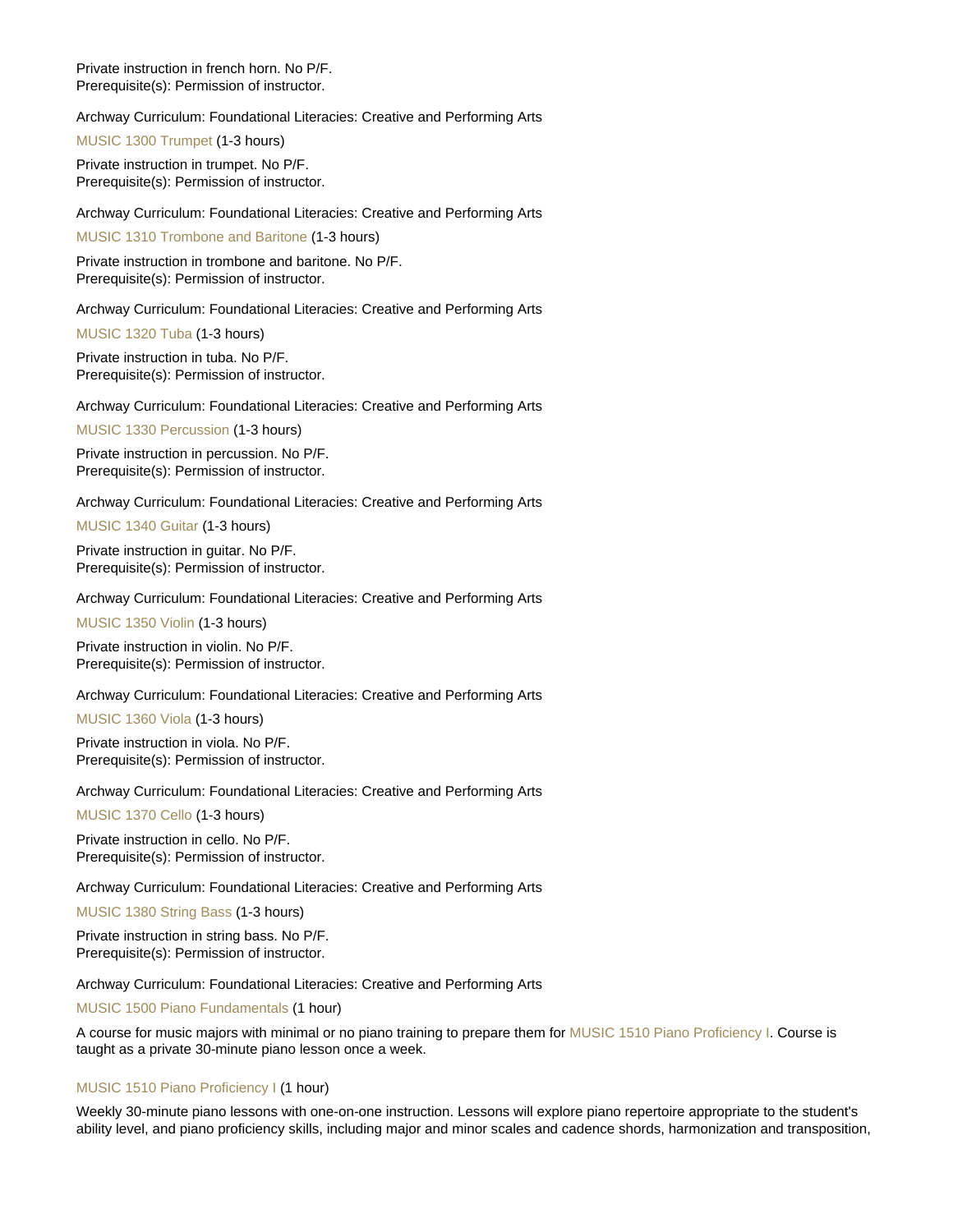Private instruction in french horn. No P/F.
Prerequisite(s): Permission of instructor.

Archway Curriculum: Foundational Literacies: Creative and Performing Arts

MUSIC 1300 Trumpet (1-3 hours)

Private instruction in trumpet. No P/F.
Prerequisite(s): Permission of instructor.

Archway Curriculum: Foundational Literacies: Creative and Performing Arts

MUSIC 1310 Trombone and Baritone (1-3 hours)

Private instruction in trombone and baritone. No P/F.
Prerequisite(s): Permission of instructor.

Archway Curriculum: Foundational Literacies: Creative and Performing Arts

MUSIC 1320 Tuba (1-3 hours)

Private instruction in tuba. No P/F.
Prerequisite(s): Permission of instructor.

Archway Curriculum: Foundational Literacies: Creative and Performing Arts

MUSIC 1330 Percussion (1-3 hours)

Private instruction in percussion. No P/F.
Prerequisite(s): Permission of instructor.

Archway Curriculum: Foundational Literacies: Creative and Performing Arts

MUSIC 1340 Guitar (1-3 hours)

Private instruction in guitar. No P/F.
Prerequisite(s): Permission of instructor.

Archway Curriculum: Foundational Literacies: Creative and Performing Arts

MUSIC 1350 Violin (1-3 hours)

Private instruction in violin. No P/F.
Prerequisite(s): Permission of instructor.

Archway Curriculum: Foundational Literacies: Creative and Performing Arts

MUSIC 1360 Viola (1-3 hours)

Private instruction in viola. No P/F.
Prerequisite(s): Permission of instructor.

Archway Curriculum: Foundational Literacies: Creative and Performing Arts

MUSIC 1370 Cello (1-3 hours)

Private instruction in cello. No P/F.
Prerequisite(s): Permission of instructor.

Archway Curriculum: Foundational Literacies: Creative and Performing Arts

MUSIC 1380 String Bass (1-3 hours)

Private instruction in string bass. No P/F.
Prerequisite(s): Permission of instructor.

Archway Curriculum: Foundational Literacies: Creative and Performing Arts

MUSIC 1500 Piano Fundamentals (1 hour)

A course for music majors with minimal or no piano training to prepare them for MUSIC 1510 Piano Proficiency I. Course is taught as a private 30-minute piano lesson once a week.

MUSIC 1510 Piano Proficiency I (1 hour)

Weekly 30-minute piano lessons with one-on-one instruction. Lessons will explore piano repertoire appropriate to the student's ability level, and piano proficiency skills, including major and minor scales and cadence shords, harmonization and transposition,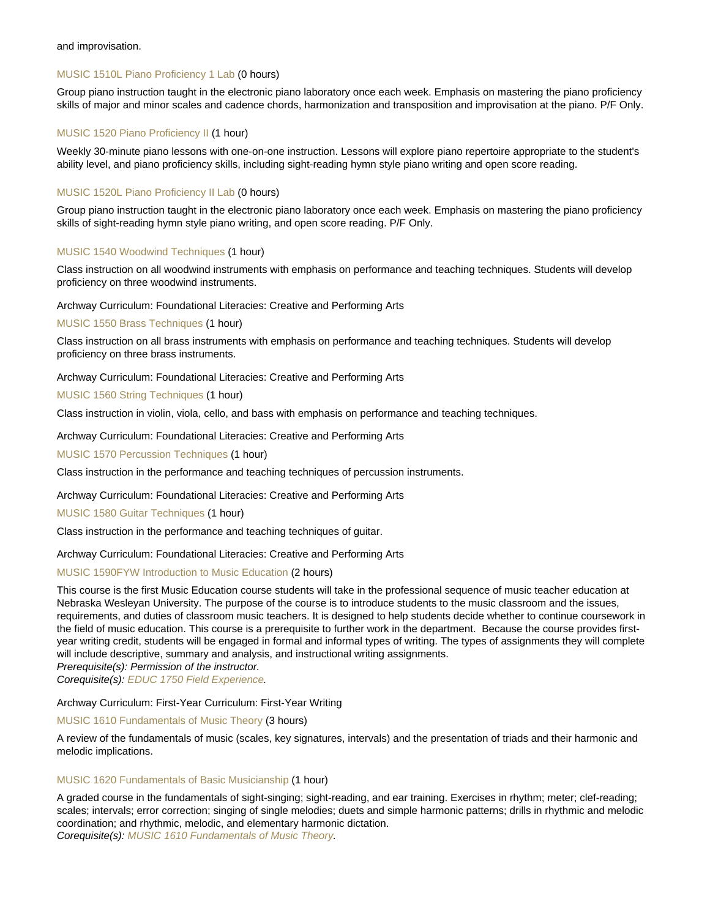and improvisation.

### MUSIC 1510L Piano Proficiency 1 Lab (0 hours)

Group piano instruction taught in the electronic piano laboratory once each week. Emphasis on mastering the piano proficiency skills of major and minor scales and cadence chords, harmonization and transposition and improvisation at the piano. P/F Only.

### MUSIC 1520 Piano Proficiency II (1 hour)

Weekly 30-minute piano lessons with one-on-one instruction. Lessons will explore piano repertoire appropriate to the student's ability level, and piano proficiency skills, including sight-reading hymn style piano writing and open score reading.

### MUSIC 1520L Piano Proficiency II Lab (0 hours)

Group piano instruction taught in the electronic piano laboratory once each week. Emphasis on mastering the piano proficiency skills of sight-reading hymn style piano writing, and open score reading. P/F Only.

### MUSIC 1540 Woodwind Techniques (1 hour)

Class instruction on all woodwind instruments with emphasis on performance and teaching techniques. Students will develop proficiency on three woodwind instruments.

Archway Curriculum: Foundational Literacies: Creative and Performing Arts

### MUSIC 1550 Brass Techniques (1 hour)

Class instruction on all brass instruments with emphasis on performance and teaching techniques. Students will develop proficiency on three brass instruments.

Archway Curriculum: Foundational Literacies: Creative and Performing Arts

### MUSIC 1560 String Techniques (1 hour)

Class instruction in violin, viola, cello, and bass with emphasis on performance and teaching techniques.

Archway Curriculum: Foundational Literacies: Creative and Performing Arts

### MUSIC 1570 Percussion Techniques (1 hour)

Class instruction in the performance and teaching techniques of percussion instruments.

Archway Curriculum: Foundational Literacies: Creative and Performing Arts

### MUSIC 1580 Guitar Techniques (1 hour)

Class instruction in the performance and teaching techniques of guitar.

Archway Curriculum: Foundational Literacies: Creative and Performing Arts

### MUSIC 1590FYW Introduction to Music Education (2 hours)

This course is the first Music Education course students will take in the professional sequence of music teacher education at Nebraska Wesleyan University. The purpose of the course is to introduce students to the music classroom and the issues, requirements, and duties of classroom music teachers. It is designed to help students decide whether to continue coursework in the field of music education. This course is a prerequisite to further work in the department. Because the course provides first-year writing credit, students will be engaged in formal and informal types of writing. The types of assignments they will complete will include descriptive, summary and analysis, and instructional writing assignments.
*Prerequisite(s): Permission of the instructor.*
*Corequisite(s): EDUC 1750 Field Experience.*

Archway Curriculum: First-Year Curriculum: First-Year Writing

### MUSIC 1610 Fundamentals of Music Theory (3 hours)

A review of the fundamentals of music (scales, key signatures, intervals) and the presentation of triads and their harmonic and melodic implications.

### MUSIC 1620 Fundamentals of Basic Musicianship (1 hour)

A graded course in the fundamentals of sight-singing; sight-reading, and ear training. Exercises in rhythm; meter; clef-reading; scales; intervals; error correction; singing of single melodies; duets and simple harmonic patterns; drills in rhythmic and melodic coordination; and rhythmic, melodic, and elementary harmonic dictation.
*Corequisite(s): MUSIC 1610 Fundamentals of Music Theory.*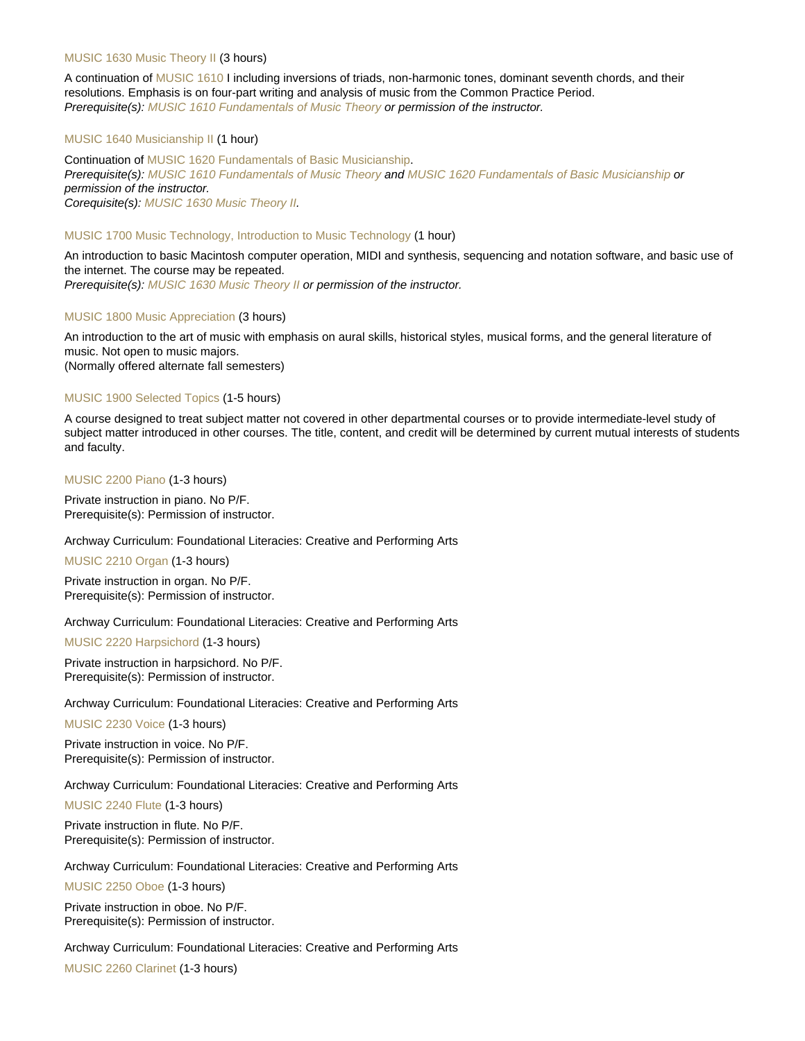MUSIC 1630 Music Theory II (3 hours)

A continuation of MUSIC 1610 I including inversions of triads, non-harmonic tones, dominant seventh chords, and their resolutions. Emphasis is on four-part writing and analysis of music from the Common Practice Period.
*Prerequisite(s): MUSIC 1610 Fundamentals of Music Theory or permission of the instructor.*

MUSIC 1640 Musicianship II (1 hour)

Continuation of MUSIC 1620 Fundamentals of Basic Musicianship.
*Prerequisite(s): MUSIC 1610 Fundamentals of Music Theory and MUSIC 1620 Fundamentals of Basic Musicianship or permission of the instructor.*
*Corequisite(s): MUSIC 1630 Music Theory II.*

MUSIC 1700 Music Technology, Introduction to Music Technology (1 hour)

An introduction to basic Macintosh computer operation, MIDI and synthesis, sequencing and notation software, and basic use of the internet. The course may be repeated.
*Prerequisite(s): MUSIC 1630 Music Theory II or permission of the instructor.*

MUSIC 1800 Music Appreciation (3 hours)

An introduction to the art of music with emphasis on aural skills, historical styles, musical forms, and the general literature of music. Not open to music majors.
(Normally offered alternate fall semesters)

MUSIC 1900 Selected Topics (1-5 hours)

A course designed to treat subject matter not covered in other departmental courses or to provide intermediate-level study of subject matter introduced in other courses. The title, content, and credit will be determined by current mutual interests of students and faculty.

MUSIC 2200 Piano (1-3 hours)

Private instruction in piano. No P/F.
Prerequisite(s): Permission of instructor.

Archway Curriculum: Foundational Literacies: Creative and Performing Arts

MUSIC 2210 Organ (1-3 hours)

Private instruction in organ. No P/F.
Prerequisite(s): Permission of instructor.

Archway Curriculum: Foundational Literacies: Creative and Performing Arts

MUSIC 2220 Harpsichord (1-3 hours)

Private instruction in harpsichord. No P/F.
Prerequisite(s): Permission of instructor.

Archway Curriculum: Foundational Literacies: Creative and Performing Arts

MUSIC 2230 Voice (1-3 hours)

Private instruction in voice. No P/F.
Prerequisite(s): Permission of instructor.

Archway Curriculum: Foundational Literacies: Creative and Performing Arts

MUSIC 2240 Flute (1-3 hours)

Private instruction in flute. No P/F.
Prerequisite(s): Permission of instructor.

Archway Curriculum: Foundational Literacies: Creative and Performing Arts

MUSIC 2250 Oboe (1-3 hours)

Private instruction in oboe. No P/F.
Prerequisite(s): Permission of instructor.

Archway Curriculum: Foundational Literacies: Creative and Performing Arts

MUSIC 2260 Clarinet (1-3 hours)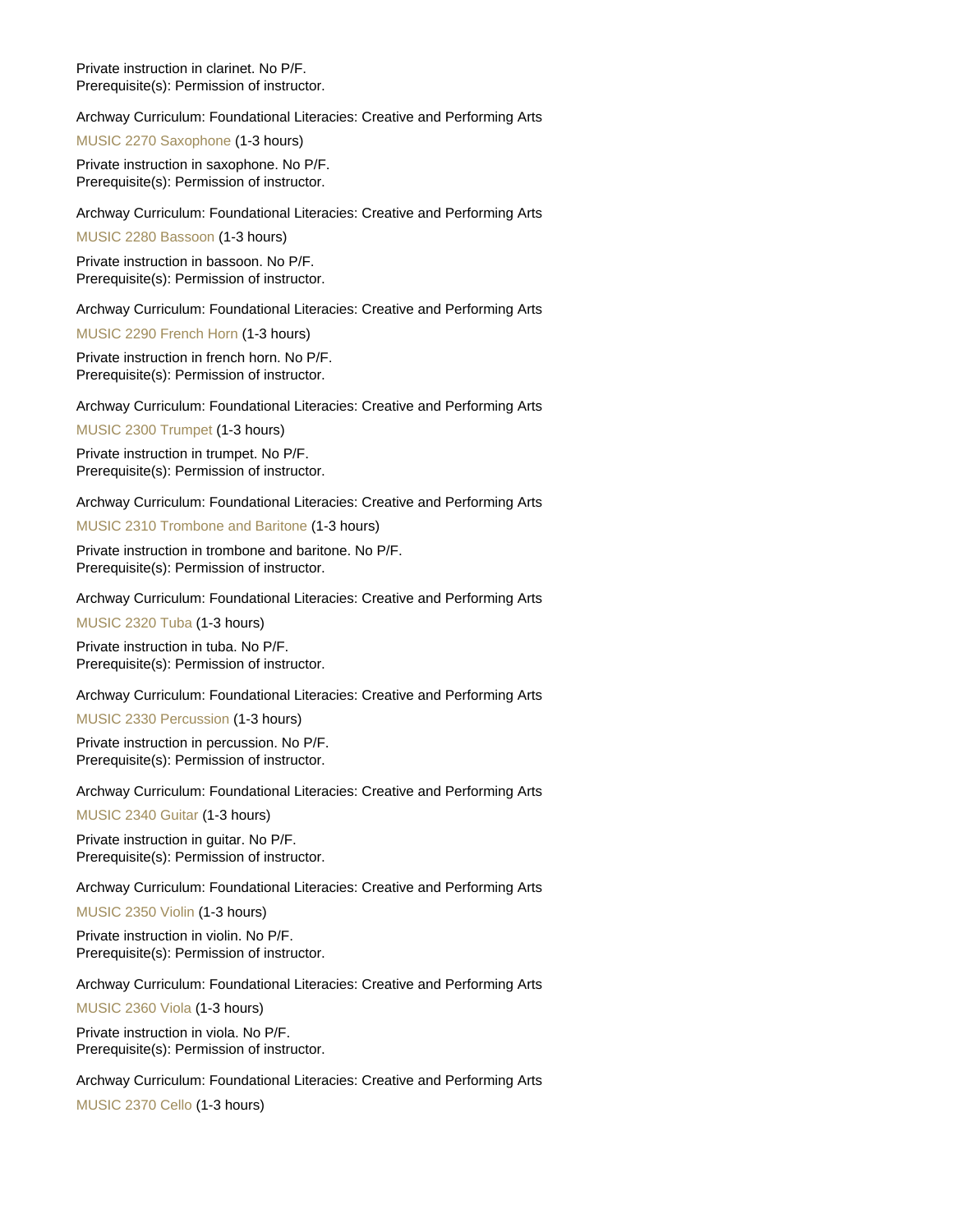Private instruction in clarinet. No P/F.
Prerequisite(s): Permission of instructor.

Archway Curriculum: Foundational Literacies: Creative and Performing Arts

MUSIC 2270 Saxophone (1-3 hours)

Private instruction in saxophone. No P/F.
Prerequisite(s): Permission of instructor.

Archway Curriculum: Foundational Literacies: Creative and Performing Arts

MUSIC 2280 Bassoon (1-3 hours)

Private instruction in bassoon. No P/F.
Prerequisite(s): Permission of instructor.

Archway Curriculum: Foundational Literacies: Creative and Performing Arts

MUSIC 2290 French Horn (1-3 hours)

Private instruction in french horn. No P/F.
Prerequisite(s): Permission of instructor.

Archway Curriculum: Foundational Literacies: Creative and Performing Arts

MUSIC 2300 Trumpet (1-3 hours)

Private instruction in trumpet. No P/F.
Prerequisite(s): Permission of instructor.

Archway Curriculum: Foundational Literacies: Creative and Performing Arts

MUSIC 2310 Trombone and Baritone (1-3 hours)

Private instruction in trombone and baritone. No P/F.
Prerequisite(s): Permission of instructor.

Archway Curriculum: Foundational Literacies: Creative and Performing Arts

MUSIC 2320 Tuba (1-3 hours)

Private instruction in tuba. No P/F.
Prerequisite(s): Permission of instructor.

Archway Curriculum: Foundational Literacies: Creative and Performing Arts

MUSIC 2330 Percussion (1-3 hours)

Private instruction in percussion. No P/F.
Prerequisite(s): Permission of instructor.

Archway Curriculum: Foundational Literacies: Creative and Performing Arts

MUSIC 2340 Guitar (1-3 hours)

Private instruction in guitar. No P/F.
Prerequisite(s): Permission of instructor.

Archway Curriculum: Foundational Literacies: Creative and Performing Arts

MUSIC 2350 Violin (1-3 hours)

Private instruction in violin. No P/F.
Prerequisite(s): Permission of instructor.

Archway Curriculum: Foundational Literacies: Creative and Performing Arts

MUSIC 2360 Viola (1-3 hours)

Private instruction in viola. No P/F.
Prerequisite(s): Permission of instructor.

Archway Curriculum: Foundational Literacies: Creative and Performing Arts

MUSIC 2370 Cello (1-3 hours)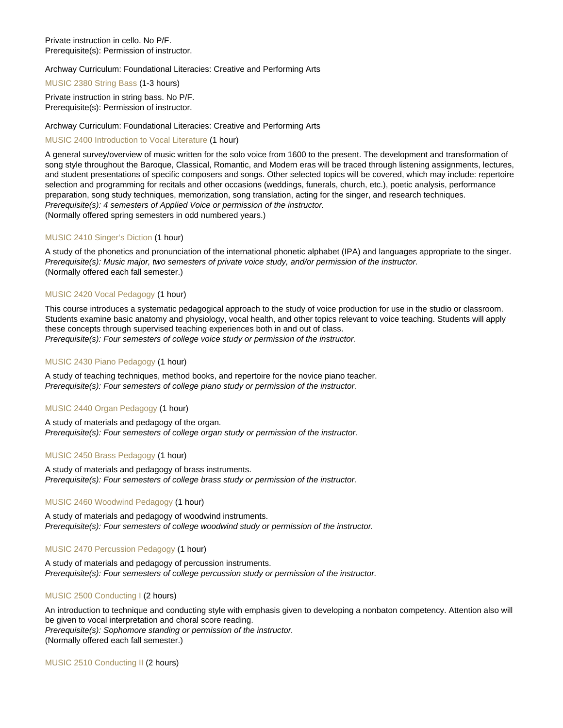Private instruction in cello. No P/F.
Prerequisite(s): Permission of instructor.

Archway Curriculum: Foundational Literacies: Creative and Performing Arts

MUSIC 2380 String Bass (1-3 hours)

Private instruction in string bass. No P/F.
Prerequisite(s): Permission of instructor.

Archway Curriculum: Foundational Literacies: Creative and Performing Arts

MUSIC 2400 Introduction to Vocal Literature (1 hour)

A general survey/overview of music written for the solo voice from 1600 to the present. The development and transformation of song style throughout the Baroque, Classical, Romantic, and Modern eras will be traced through listening assignments, lectures, and student presentations of specific composers and songs. Other selected topics will be covered, which may include: repertoire selection and programming for recitals and other occasions (weddings, funerals, church, etc.), poetic analysis, performance preparation, song study techniques, memorization, song translation, acting for the singer, and research techniques.
*Prerequisite(s): 4 semesters of Applied Voice or permission of the instructor.*
(Normally offered spring semesters in odd numbered years.)

MUSIC 2410 Singer's Diction (1 hour)

A study of the phonetics and pronunciation of the international phonetic alphabet (IPA) and languages appropriate to the singer.
*Prerequisite(s): Music major, two semesters of private voice study, and/or permission of the instructor.*
(Normally offered each fall semester.)

MUSIC 2420 Vocal Pedagogy (1 hour)

This course introduces a systematic pedagogical approach to the study of voice production for use in the studio or classroom. Students examine basic anatomy and physiology, vocal health, and other topics relevant to voice teaching. Students will apply these concepts through supervised teaching experiences both in and out of class.
*Prerequisite(s): Four semesters of college voice study or permission of the instructor.*

MUSIC 2430 Piano Pedagogy (1 hour)

A study of teaching techniques, method books, and repertoire for the novice piano teacher.
*Prerequisite(s): Four semesters of college piano study or permission of the instructor.*

MUSIC 2440 Organ Pedagogy (1 hour)

A study of materials and pedagogy of the organ.
*Prerequisite(s): Four semesters of college organ study or permission of the instructor.*

MUSIC 2450 Brass Pedagogy (1 hour)

A study of materials and pedagogy of brass instruments.
*Prerequisite(s): Four semesters of college brass study or permission of the instructor.*

MUSIC 2460 Woodwind Pedagogy (1 hour)

A study of materials and pedagogy of woodwind instruments.
*Prerequisite(s): Four semesters of college woodwind study or permission of the instructor.*

MUSIC 2470 Percussion Pedagogy (1 hour)

A study of materials and pedagogy of percussion instruments.
*Prerequisite(s): Four semesters of college percussion study or permission of the instructor.*

MUSIC 2500 Conducting I (2 hours)

An introduction to technique and conducting style with emphasis given to developing a nonbaton competency. Attention also will be given to vocal interpretation and choral score reading.
*Prerequisite(s): Sophomore standing or permission of the instructor.*
(Normally offered each fall semester.)

MUSIC 2510 Conducting II (2 hours)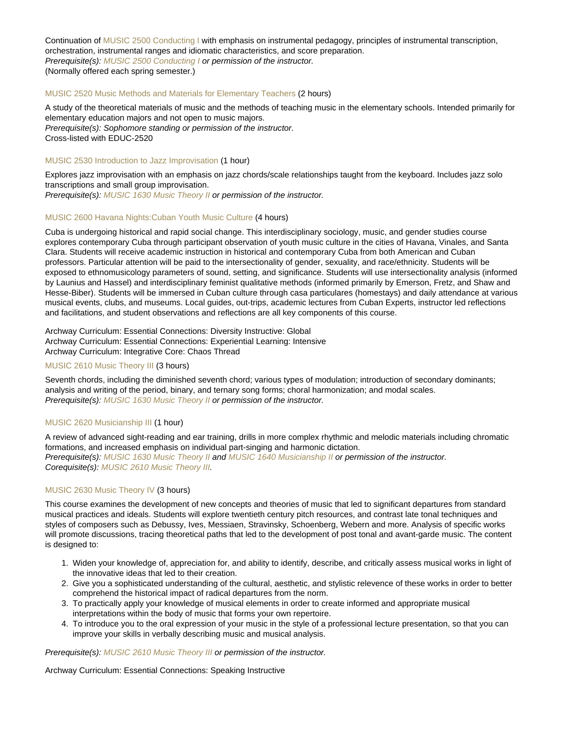Continuation of MUSIC 2500 Conducting I with emphasis on instrumental pedagogy, principles of instrumental transcription, orchestration, instrumental ranges and idiomatic characteristics, and score preparation.
*Prerequisite(s): MUSIC 2500 Conducting I or permission of the instructor.*
(Normally offered each spring semester.)

### MUSIC 2520 Music Methods and Materials for Elementary Teachers (2 hours)

A study of the theoretical materials of music and the methods of teaching music in the elementary schools. Intended primarily for elementary education majors and not open to music majors.
*Prerequisite(s): Sophomore standing or permission of the instructor.*
Cross-listed with EDUC-2520

### MUSIC 2530 Introduction to Jazz Improvisation (1 hour)

Explores jazz improvisation with an emphasis on jazz chords/scale relationships taught from the keyboard. Includes jazz solo transcriptions and small group improvisation.
*Prerequisite(s): MUSIC 1630 Music Theory II or permission of the instructor.*

### MUSIC 2600 Havana Nights:Cuban Youth Music Culture (4 hours)

Cuba is undergoing historical and rapid social change. This interdisciplinary sociology, music, and gender studies course explores contemporary Cuba through participant observation of youth music culture in the cities of Havana, Vinales, and Santa Clara. Students will receive academic instruction in historical and contemporary Cuba from both American and Cuban professors. Particular attention will be paid to the intersectionality of gender, sexuality, and race/ethnicity. Students will be exposed to ethnomusicology parameters of sound, setting, and significance. Students will use intersectionality analysis (informed by Launius and Hassel) and interdisciplinary feminist qualitative methods (informed primarily by Emerson, Fretz, and Shaw and Hesse-Biber). Students will be immersed in Cuban culture through casa particulares (homestays) and daily attendance at various musical events, clubs, and museums. Local guides, out-trips, academic lectures from Cuban Experts, instructor led reflections and facilitations, and student observations and reflections are all key components of this course.

Archway Curriculum: Essential Connections: Diversity Instructive: Global
Archway Curriculum: Essential Connections: Experiential Learning: Intensive
Archway Curriculum: Integrative Core: Chaos Thread

### MUSIC 2610 Music Theory III (3 hours)

Seventh chords, including the diminished seventh chord; various types of modulation; introduction of secondary dominants; analysis and writing of the period, binary, and ternary song forms; choral harmonization; and modal scales.
*Prerequisite(s): MUSIC 1630 Music Theory II or permission of the instructor.*

### MUSIC 2620 Musicianship III (1 hour)

A review of advanced sight-reading and ear training, drills in more complex rhythmic and melodic materials including chromatic formations, and increased emphasis on individual part-singing and harmonic dictation.
*Prerequisite(s): MUSIC 1630 Music Theory II and MUSIC 1640 Musicianship II or permission of the instructor.*
*Corequisite(s): MUSIC 2610 Music Theory III.*

### MUSIC 2630 Music Theory IV (3 hours)

This course examines the development of new concepts and theories of music that led to significant departures from standard musical practices and ideals. Students will explore twentieth century pitch resources, and contrast late tonal techniques and styles of composers such as Debussy, Ives, Messiaen, Stravinsky, Schoenberg, Webern and more. Analysis of specific works will promote discussions, tracing theoretical paths that led to the development of post tonal and avant-garde music. The content is designed to:

1. Widen your knowledge of, appreciation for, and ability to identify, describe, and critically assess musical works in light of the innovative ideas that led to their creation.
2. Give you a sophisticated understanding of the cultural, aesthetic, and stylistic relevence of these works in order to better comprehend the historical impact of radical departures from the norm.
3. To practically apply your knowledge of musical elements in order to create informed and appropriate musical interpretations within the body of music that forms your own repertoire.
4. To introduce you to the oral expression of your music in the style of a professional lecture presentation, so that you can improve your skills in verbally describing music and musical analysis.

*Prerequisite(s): MUSIC 2610 Music Theory III or permission of the instructor.*

Archway Curriculum: Essential Connections: Speaking Instructive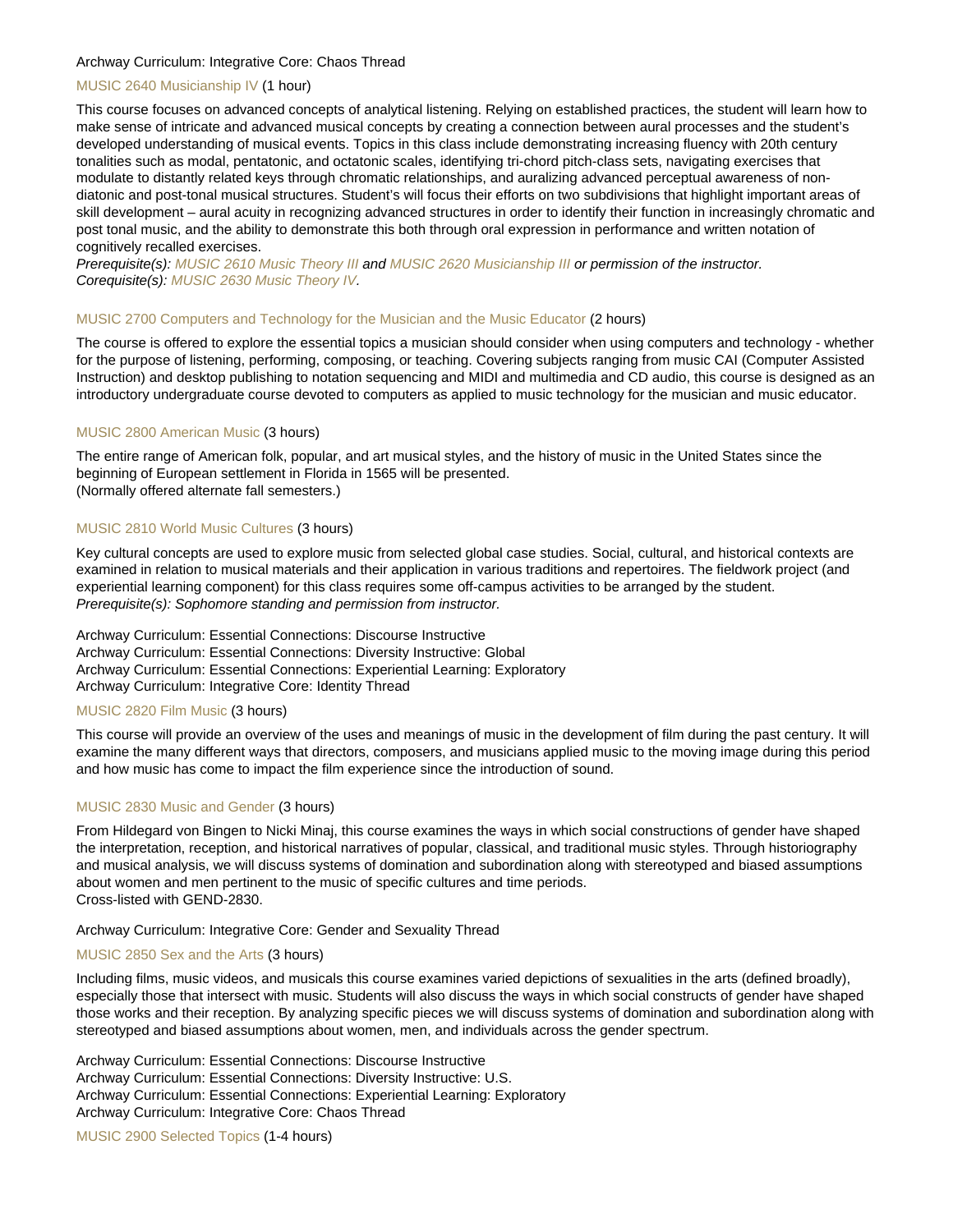Archway Curriculum: Integrative Core: Chaos Thread

### MUSIC 2640 Musicianship IV (1 hour)

This course focuses on advanced concepts of analytical listening. Relying on established practices, the student will learn how to make sense of intricate and advanced musical concepts by creating a connection between aural processes and the student's developed understanding of musical events. Topics in this class include demonstrating increasing fluency with 20th century tonalities such as modal, pentatonic, and octatonic scales, identifying tri-chord pitch-class sets, navigating exercises that modulate to distantly related keys through chromatic relationships, and auralizing advanced perceptual awareness of non-diatonic and post-tonal musical structures. Student's will focus their efforts on two subdivisions that highlight important areas of skill development – aural acuity in recognizing advanced structures in order to identify their function in increasingly chromatic and post tonal music, and the ability to demonstrate this both through oral expression in performance and written notation of cognitively recalled exercises.

*Prerequisite(s): MUSIC 2610 Music Theory III and MUSIC 2620 Musicianship III or permission of the instructor.*
*Corequisite(s): MUSIC 2630 Music Theory IV.*

### MUSIC 2700 Computers and Technology for the Musician and the Music Educator (2 hours)

The course is offered to explore the essential topics a musician should consider when using computers and technology - whether for the purpose of listening, performing, composing, or teaching. Covering subjects ranging from music CAI (Computer Assisted Instruction) and desktop publishing to notation sequencing and MIDI and multimedia and CD audio, this course is designed as an introductory undergraduate course devoted to computers as applied to music technology for the musician and music educator.

### MUSIC 2800 American Music (3 hours)

The entire range of American folk, popular, and art musical styles, and the history of music in the United States since the beginning of European settlement in Florida in 1565 will be presented.
(Normally offered alternate fall semesters.)

### MUSIC 2810 World Music Cultures (3 hours)

Key cultural concepts are used to explore music from selected global case studies. Social, cultural, and historical contexts are examined in relation to musical materials and their application in various traditions and repertoires. The fieldwork project (and experiential learning component) for this class requires some off-campus activities to be arranged by the student.
*Prerequisite(s): Sophomore standing and permission from instructor.*

Archway Curriculum: Essential Connections: Discourse Instructive
Archway Curriculum: Essential Connections: Diversity Instructive: Global
Archway Curriculum: Essential Connections: Experiential Learning: Exploratory
Archway Curriculum: Integrative Core: Identity Thread

### MUSIC 2820 Film Music (3 hours)

This course will provide an overview of the uses and meanings of music in the development of film during the past century. It will examine the many different ways that directors, composers, and musicians applied music to the moving image during this period and how music has come to impact the film experience since the introduction of sound.

### MUSIC 2830 Music and Gender (3 hours)

From Hildegard von Bingen to Nicki Minaj, this course examines the ways in which social constructions of gender have shaped the interpretation, reception, and historical narratives of popular, classical, and traditional music styles. Through historiography and musical analysis, we will discuss systems of domination and subordination along with stereotyped and biased assumptions about women and men pertinent to the music of specific cultures and time periods.
Cross-listed with GEND-2830.

Archway Curriculum: Integrative Core: Gender and Sexuality Thread

### MUSIC 2850 Sex and the Arts (3 hours)

Including films, music videos, and musicals this course examines varied depictions of sexualities in the arts (defined broadly), especially those that intersect with music. Students will also discuss the ways in which social constructs of gender have shaped those works and their reception. By analyzing specific pieces we will discuss systems of domination and subordination along with stereotyped and biased assumptions about women, men, and individuals across the gender spectrum.

Archway Curriculum: Essential Connections: Discourse Instructive
Archway Curriculum: Essential Connections: Diversity Instructive: U.S.
Archway Curriculum: Essential Connections: Experiential Learning: Exploratory
Archway Curriculum: Integrative Core: Chaos Thread

### MUSIC 2900 Selected Topics (1-4 hours)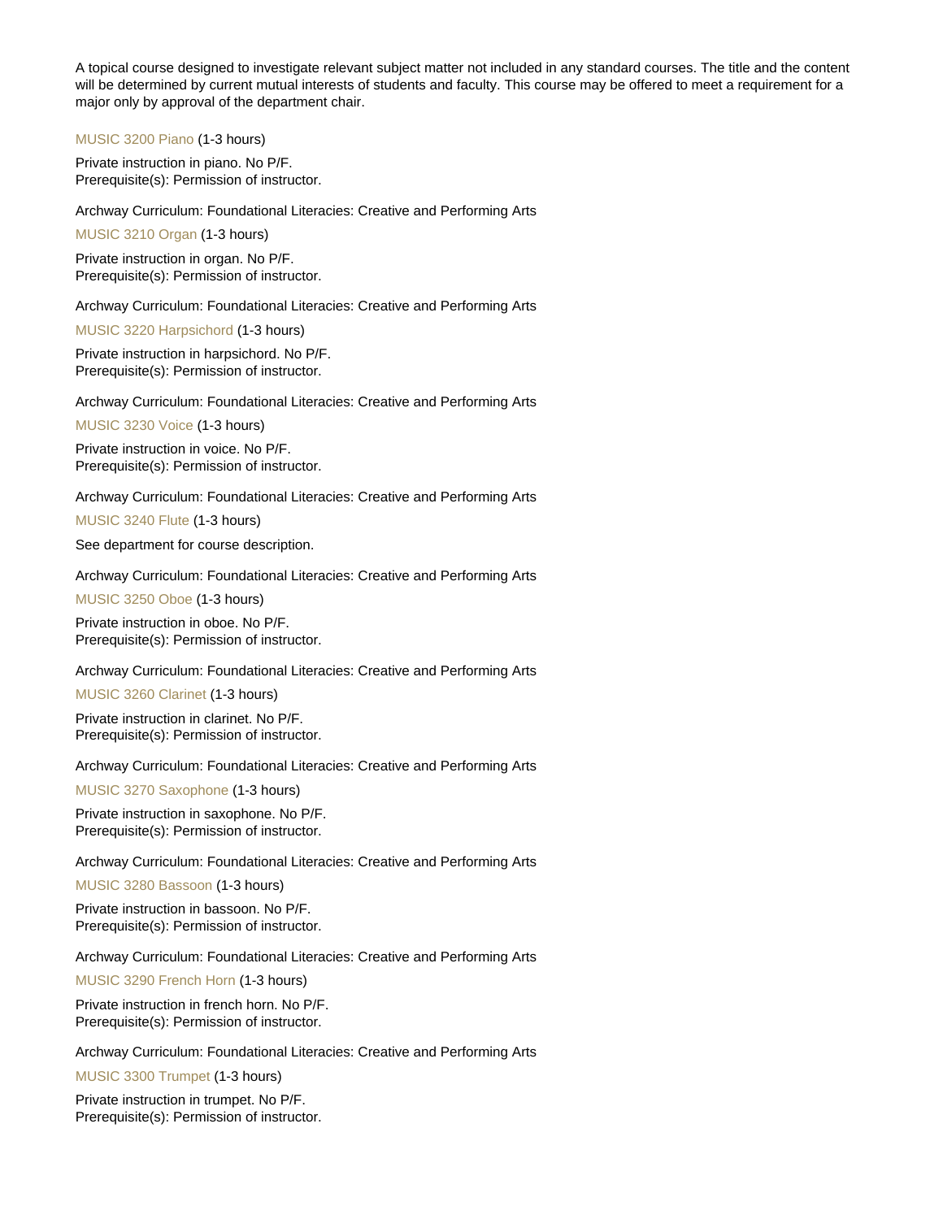A topical course designed to investigate relevant subject matter not included in any standard courses. The title and the content will be determined by current mutual interests of students and faculty. This course may be offered to meet a requirement for a major only by approval of the department chair.

MUSIC 3200 Piano (1-3 hours)

Private instruction in piano. No P/F.
Prerequisite(s): Permission of instructor.

Archway Curriculum: Foundational Literacies: Creative and Performing Arts

MUSIC 3210 Organ (1-3 hours)

Private instruction in organ. No P/F.
Prerequisite(s): Permission of instructor.

Archway Curriculum: Foundational Literacies: Creative and Performing Arts

MUSIC 3220 Harpsichord (1-3 hours)

Private instruction in harpsichord. No P/F.
Prerequisite(s): Permission of instructor.

Archway Curriculum: Foundational Literacies: Creative and Performing Arts

MUSIC 3230 Voice (1-3 hours)

Private instruction in voice. No P/F.
Prerequisite(s): Permission of instructor.

Archway Curriculum: Foundational Literacies: Creative and Performing Arts

MUSIC 3240 Flute (1-3 hours)

See department for course description.

Archway Curriculum: Foundational Literacies: Creative and Performing Arts

MUSIC 3250 Oboe (1-3 hours)

Private instruction in oboe. No P/F.
Prerequisite(s): Permission of instructor.

Archway Curriculum: Foundational Literacies: Creative and Performing Arts

MUSIC 3260 Clarinet (1-3 hours)

Private instruction in clarinet. No P/F.
Prerequisite(s): Permission of instructor.

Archway Curriculum: Foundational Literacies: Creative and Performing Arts

MUSIC 3270 Saxophone (1-3 hours)

Private instruction in saxophone. No P/F.
Prerequisite(s): Permission of instructor.

Archway Curriculum: Foundational Literacies: Creative and Performing Arts

MUSIC 3280 Bassoon (1-3 hours)

Private instruction in bassoon. No P/F.
Prerequisite(s): Permission of instructor.

Archway Curriculum: Foundational Literacies: Creative and Performing Arts

MUSIC 3290 French Horn (1-3 hours)

Private instruction in french horn. No P/F.
Prerequisite(s): Permission of instructor.

Archway Curriculum: Foundational Literacies: Creative and Performing Arts

MUSIC 3300 Trumpet (1-3 hours)

Private instruction in trumpet. No P/F.
Prerequisite(s): Permission of instructor.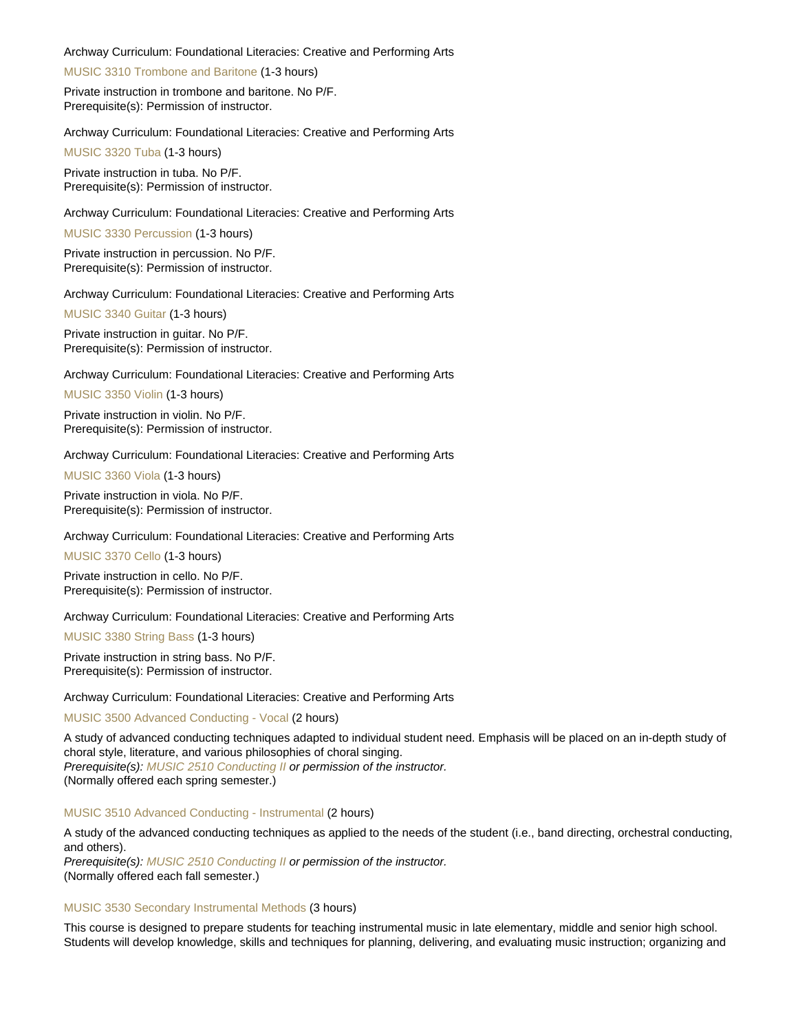Archway Curriculum: Foundational Literacies: Creative and Performing Arts

MUSIC 3310 Trombone and Baritone (1-3 hours)

Private instruction in trombone and baritone. No P/F.
Prerequisite(s): Permission of instructor.

Archway Curriculum: Foundational Literacies: Creative and Performing Arts

MUSIC 3320 Tuba (1-3 hours)

Private instruction in tuba. No P/F.
Prerequisite(s): Permission of instructor.

Archway Curriculum: Foundational Literacies: Creative and Performing Arts

MUSIC 3330 Percussion (1-3 hours)

Private instruction in percussion. No P/F.
Prerequisite(s): Permission of instructor.

Archway Curriculum: Foundational Literacies: Creative and Performing Arts

MUSIC 3340 Guitar (1-3 hours)

Private instruction in guitar. No P/F.
Prerequisite(s): Permission of instructor.

Archway Curriculum: Foundational Literacies: Creative and Performing Arts

MUSIC 3350 Violin (1-3 hours)

Private instruction in violin. No P/F.
Prerequisite(s): Permission of instructor.

Archway Curriculum: Foundational Literacies: Creative and Performing Arts

MUSIC 3360 Viola (1-3 hours)

Private instruction in viola. No P/F.
Prerequisite(s): Permission of instructor.

Archway Curriculum: Foundational Literacies: Creative and Performing Arts

MUSIC 3370 Cello (1-3 hours)

Private instruction in cello. No P/F.
Prerequisite(s): Permission of instructor.

Archway Curriculum: Foundational Literacies: Creative and Performing Arts

MUSIC 3380 String Bass (1-3 hours)

Private instruction in string bass. No P/F.
Prerequisite(s): Permission of instructor.

Archway Curriculum: Foundational Literacies: Creative and Performing Arts

MUSIC 3500 Advanced Conducting - Vocal (2 hours)

A study of advanced conducting techniques adapted to individual student need. Emphasis will be placed on an in-depth study of choral style, literature, and various philosophies of choral singing.
*Prerequisite(s): MUSIC 2510 Conducting II or permission of the instructor.*
(Normally offered each spring semester.)

MUSIC 3510 Advanced Conducting - Instrumental (2 hours)

A study of the advanced conducting techniques as applied to the needs of the student (i.e., band directing, orchestral conducting, and others).
*Prerequisite(s): MUSIC 2510 Conducting II or permission of the instructor.*
(Normally offered each fall semester.)

MUSIC 3530 Secondary Instrumental Methods (3 hours)

This course is designed to prepare students for teaching instrumental music in late elementary, middle and senior high school. Students will develop knowledge, skills and techniques for planning, delivering, and evaluating music instruction; organizing and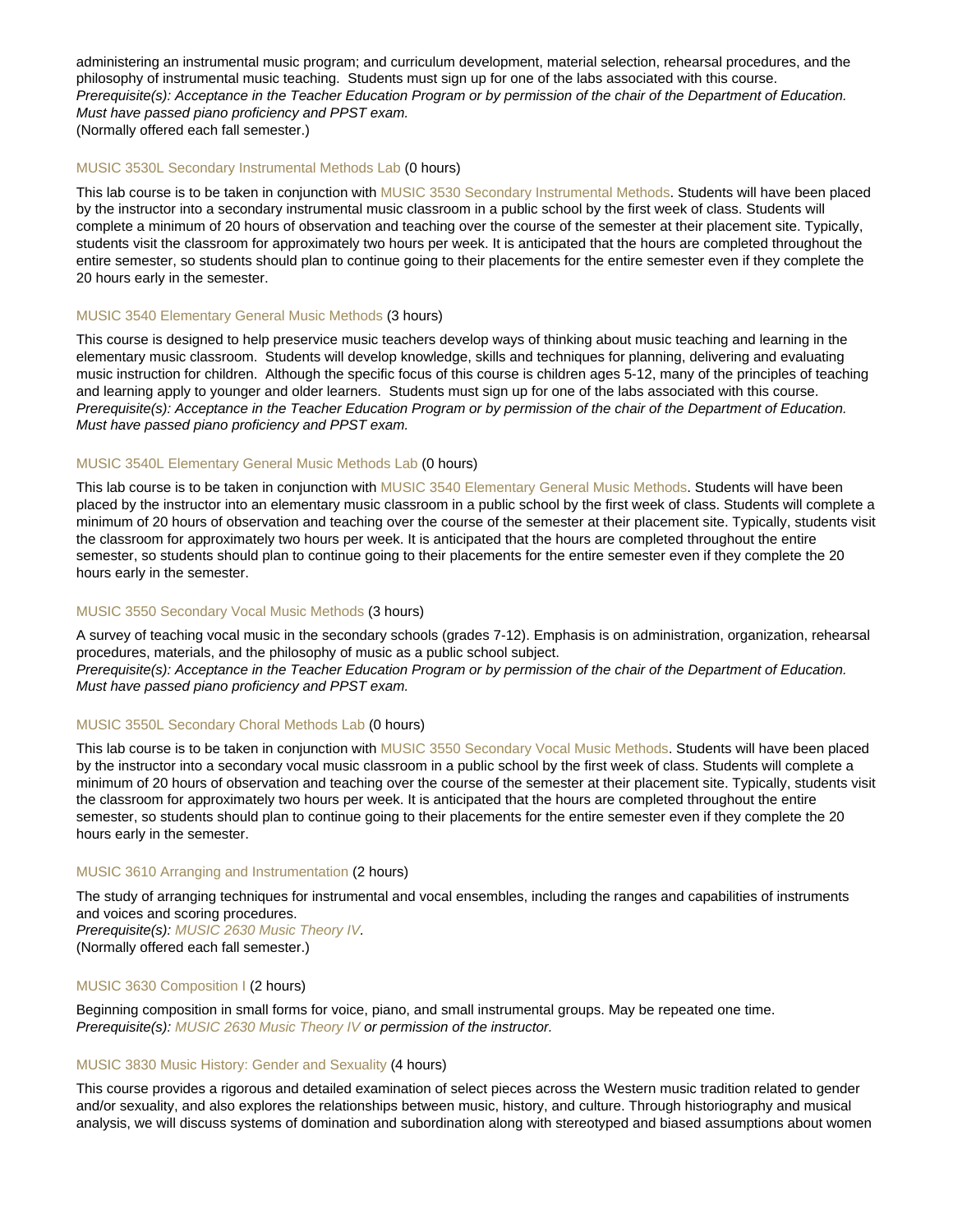administering an instrumental music program; and curriculum development, material selection, rehearsal procedures, and the philosophy of instrumental music teaching.  Students must sign up for one of the labs associated with this course.
*Prerequisite(s): Acceptance in the Teacher Education Program or by permission of the chair of the Department of Education. Must have passed piano proficiency and PPST exam.*
(Normally offered each fall semester.)

### MUSIC 3530L Secondary Instrumental Methods Lab (0 hours)

This lab course is to be taken in conjunction with MUSIC 3530 Secondary Instrumental Methods. Students will have been placed by the instructor into a secondary instrumental music classroom in a public school by the first week of class. Students will complete a minimum of 20 hours of observation and teaching over the course of the semester at their placement site. Typically, students visit the classroom for approximately two hours per week. It is anticipated that the hours are completed throughout the entire semester, so students should plan to continue going to their placements for the entire semester even if they complete the 20 hours early in the semester.

### MUSIC 3540 Elementary General Music Methods (3 hours)

This course is designed to help preservice music teachers develop ways of thinking about music teaching and learning in the elementary music classroom.  Students will develop knowledge, skills and techniques for planning, delivering and evaluating music instruction for children.  Although the specific focus of this course is children ages 5-12, many of the principles of teaching and learning apply to younger and older learners.  Students must sign up for one of the labs associated with this course.
*Prerequisite(s): Acceptance in the Teacher Education Program or by permission of the chair of the Department of Education. Must have passed piano proficiency and PPST exam.*

### MUSIC 3540L Elementary General Music Methods Lab (0 hours)

This lab course is to be taken in conjunction with MUSIC 3540 Elementary General Music Methods. Students will have been placed by the instructor into an elementary music classroom in a public school by the first week of class. Students will complete a minimum of 20 hours of observation and teaching over the course of the semester at their placement site. Typically, students visit the classroom for approximately two hours per week. It is anticipated that the hours are completed throughout the entire semester, so students should plan to continue going to their placements for the entire semester even if they complete the 20 hours early in the semester.

### MUSIC 3550 Secondary Vocal Music Methods (3 hours)

A survey of teaching vocal music in the secondary schools (grades 7-12). Emphasis is on administration, organization, rehearsal procedures, materials, and the philosophy of music as a public school subject.
*Prerequisite(s): Acceptance in the Teacher Education Program or by permission of the chair of the Department of Education. Must have passed piano proficiency and PPST exam.*

### MUSIC 3550L Secondary Choral Methods Lab (0 hours)

This lab course is to be taken in conjunction with MUSIC 3550 Secondary Vocal Music Methods. Students will have been placed by the instructor into a secondary vocal music classroom in a public school by the first week of class. Students will complete a minimum of 20 hours of observation and teaching over the course of the semester at their placement site. Typically, students visit the classroom for approximately two hours per week. It is anticipated that the hours are completed throughout the entire semester, so students should plan to continue going to their placements for the entire semester even if they complete the 20 hours early in the semester.

### MUSIC 3610 Arranging and Instrumentation (2 hours)

The study of arranging techniques for instrumental and vocal ensembles, including the ranges and capabilities of instruments and voices and scoring procedures.
*Prerequisite(s): MUSIC 2630 Music Theory IV.*
(Normally offered each fall semester.)

### MUSIC 3630 Composition I (2 hours)

Beginning composition in small forms for voice, piano, and small instrumental groups. May be repeated one time.
*Prerequisite(s): MUSIC 2630 Music Theory IV or permission of the instructor.*

### MUSIC 3830 Music History: Gender and Sexuality (4 hours)

This course provides a rigorous and detailed examination of select pieces across the Western music tradition related to gender and/or sexuality, and also explores the relationships between music, history, and culture. Through historiography and musical analysis, we will discuss systems of domination and subordination along with stereotyped and biased assumptions about women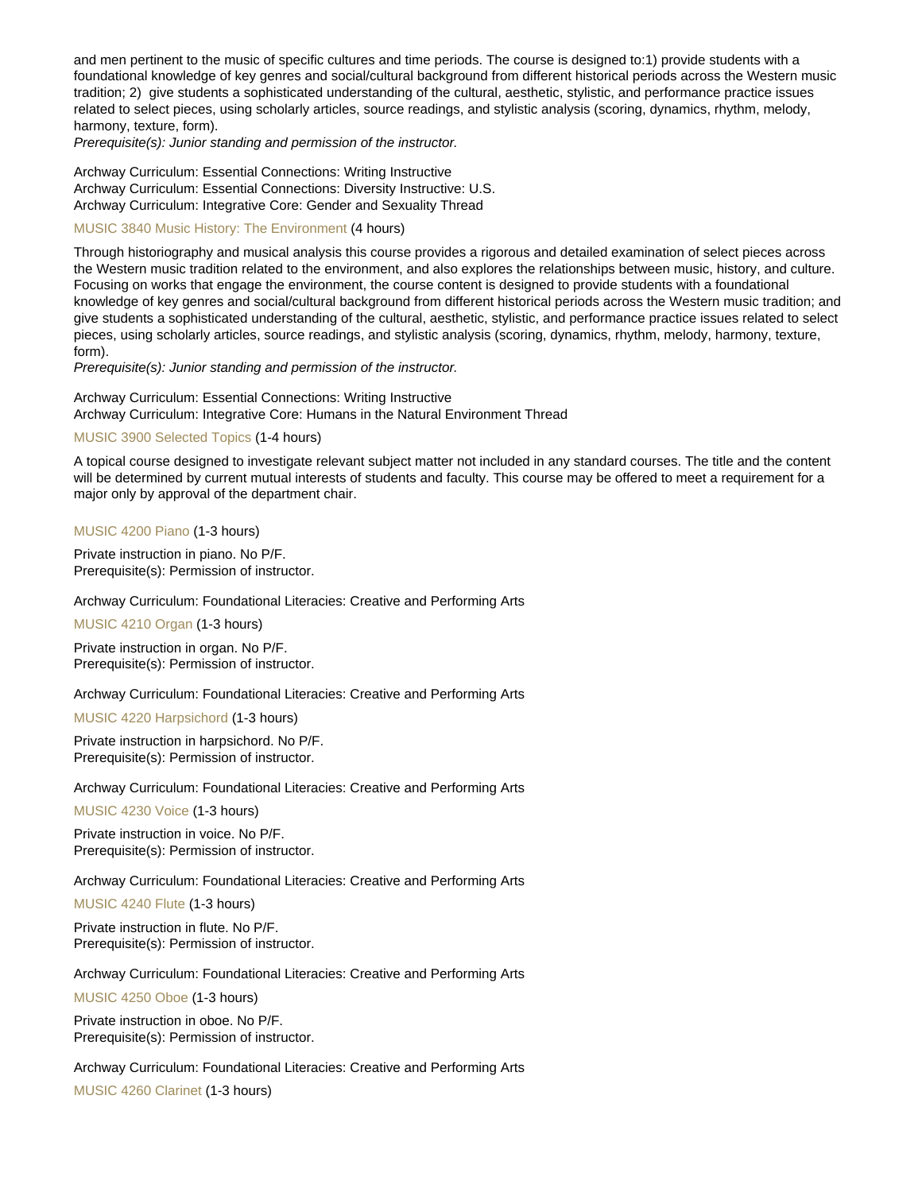and men pertinent to the music of specific cultures and time periods. The course is designed to:1) provide students with a foundational knowledge of key genres and social/cultural background from different historical periods across the Western music tradition; 2)  give students a sophisticated understanding of the cultural, aesthetic, stylistic, and performance practice issues related to select pieces, using scholarly articles, source readings, and stylistic analysis (scoring, dynamics, rhythm, melody, harmony, texture, form).
*Prerequisite(s): Junior standing and permission of the instructor.*

Archway Curriculum: Essential Connections: Writing Instructive
Archway Curriculum: Essential Connections: Diversity Instructive: U.S.
Archway Curriculum: Integrative Core: Gender and Sexuality Thread

MUSIC 3840 Music History: The Environment (4 hours)

Through historiography and musical analysis this course provides a rigorous and detailed examination of select pieces across the Western music tradition related to the environment, and also explores the relationships between music, history, and culture. Focusing on works that engage the environment, the course content is designed to provide students with a foundational knowledge of key genres and social/cultural background from different historical periods across the Western music tradition; and give students a sophisticated understanding of the cultural, aesthetic, stylistic, and performance practice issues related to select pieces, using scholarly articles, source readings, and stylistic analysis (scoring, dynamics, rhythm, melody, harmony, texture, form).
*Prerequisite(s): Junior standing and permission of the instructor.*

Archway Curriculum: Essential Connections: Writing Instructive
Archway Curriculum: Integrative Core: Humans in the Natural Environment Thread

MUSIC 3900 Selected Topics (1-4 hours)

A topical course designed to investigate relevant subject matter not included in any standard courses. The title and the content will be determined by current mutual interests of students and faculty. This course may be offered to meet a requirement for a major only by approval of the department chair.

MUSIC 4200 Piano (1-3 hours)

Private instruction in piano. No P/F.
Prerequisite(s): Permission of instructor.

Archway Curriculum: Foundational Literacies: Creative and Performing Arts

MUSIC 4210 Organ (1-3 hours)

Private instruction in organ. No P/F.
Prerequisite(s): Permission of instructor.

Archway Curriculum: Foundational Literacies: Creative and Performing Arts

MUSIC 4220 Harpsichord (1-3 hours)

Private instruction in harpsichord. No P/F.
Prerequisite(s): Permission of instructor.

Archway Curriculum: Foundational Literacies: Creative and Performing Arts

MUSIC 4230 Voice (1-3 hours)

Private instruction in voice. No P/F.
Prerequisite(s): Permission of instructor.

Archway Curriculum: Foundational Literacies: Creative and Performing Arts

MUSIC 4240 Flute (1-3 hours)

Private instruction in flute. No P/F.
Prerequisite(s): Permission of instructor.

Archway Curriculum: Foundational Literacies: Creative and Performing Arts

MUSIC 4250 Oboe (1-3 hours)

Private instruction in oboe. No P/F.
Prerequisite(s): Permission of instructor.

Archway Curriculum: Foundational Literacies: Creative and Performing Arts

MUSIC 4260 Clarinet (1-3 hours)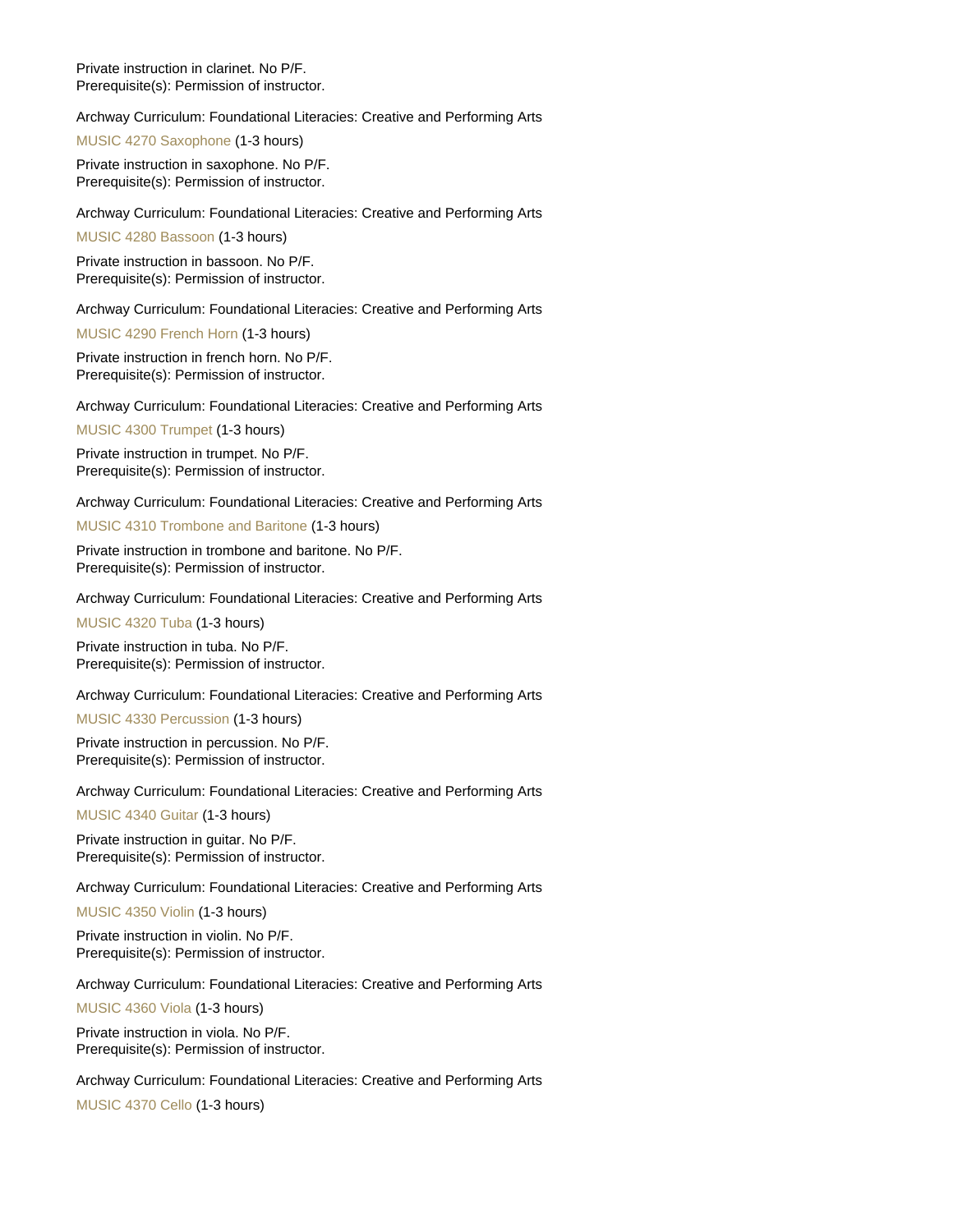Private instruction in clarinet. No P/F.
Prerequisite(s): Permission of instructor.

Archway Curriculum: Foundational Literacies: Creative and Performing Arts

MUSIC 4270 Saxophone (1-3 hours)

Private instruction in saxophone. No P/F.
Prerequisite(s): Permission of instructor.

Archway Curriculum: Foundational Literacies: Creative and Performing Arts

MUSIC 4280 Bassoon (1-3 hours)

Private instruction in bassoon. No P/F.
Prerequisite(s): Permission of instructor.

Archway Curriculum: Foundational Literacies: Creative and Performing Arts

MUSIC 4290 French Horn (1-3 hours)

Private instruction in french horn. No P/F.
Prerequisite(s): Permission of instructor.

Archway Curriculum: Foundational Literacies: Creative and Performing Arts

MUSIC 4300 Trumpet (1-3 hours)

Private instruction in trumpet. No P/F.
Prerequisite(s): Permission of instructor.

Archway Curriculum: Foundational Literacies: Creative and Performing Arts

MUSIC 4310 Trombone and Baritone (1-3 hours)

Private instruction in trombone and baritone. No P/F.
Prerequisite(s): Permission of instructor.

Archway Curriculum: Foundational Literacies: Creative and Performing Arts

MUSIC 4320 Tuba (1-3 hours)

Private instruction in tuba. No P/F.
Prerequisite(s): Permission of instructor.

Archway Curriculum: Foundational Literacies: Creative and Performing Arts

MUSIC 4330 Percussion (1-3 hours)

Private instruction in percussion. No P/F.
Prerequisite(s): Permission of instructor.

Archway Curriculum: Foundational Literacies: Creative and Performing Arts

MUSIC 4340 Guitar (1-3 hours)

Private instruction in guitar. No P/F.
Prerequisite(s): Permission of instructor.

Archway Curriculum: Foundational Literacies: Creative and Performing Arts

MUSIC 4350 Violin (1-3 hours)

Private instruction in violin. No P/F.
Prerequisite(s): Permission of instructor.

Archway Curriculum: Foundational Literacies: Creative and Performing Arts

MUSIC 4360 Viola (1-3 hours)

Private instruction in viola. No P/F.
Prerequisite(s): Permission of instructor.

Archway Curriculum: Foundational Literacies: Creative and Performing Arts

MUSIC 4370 Cello (1-3 hours)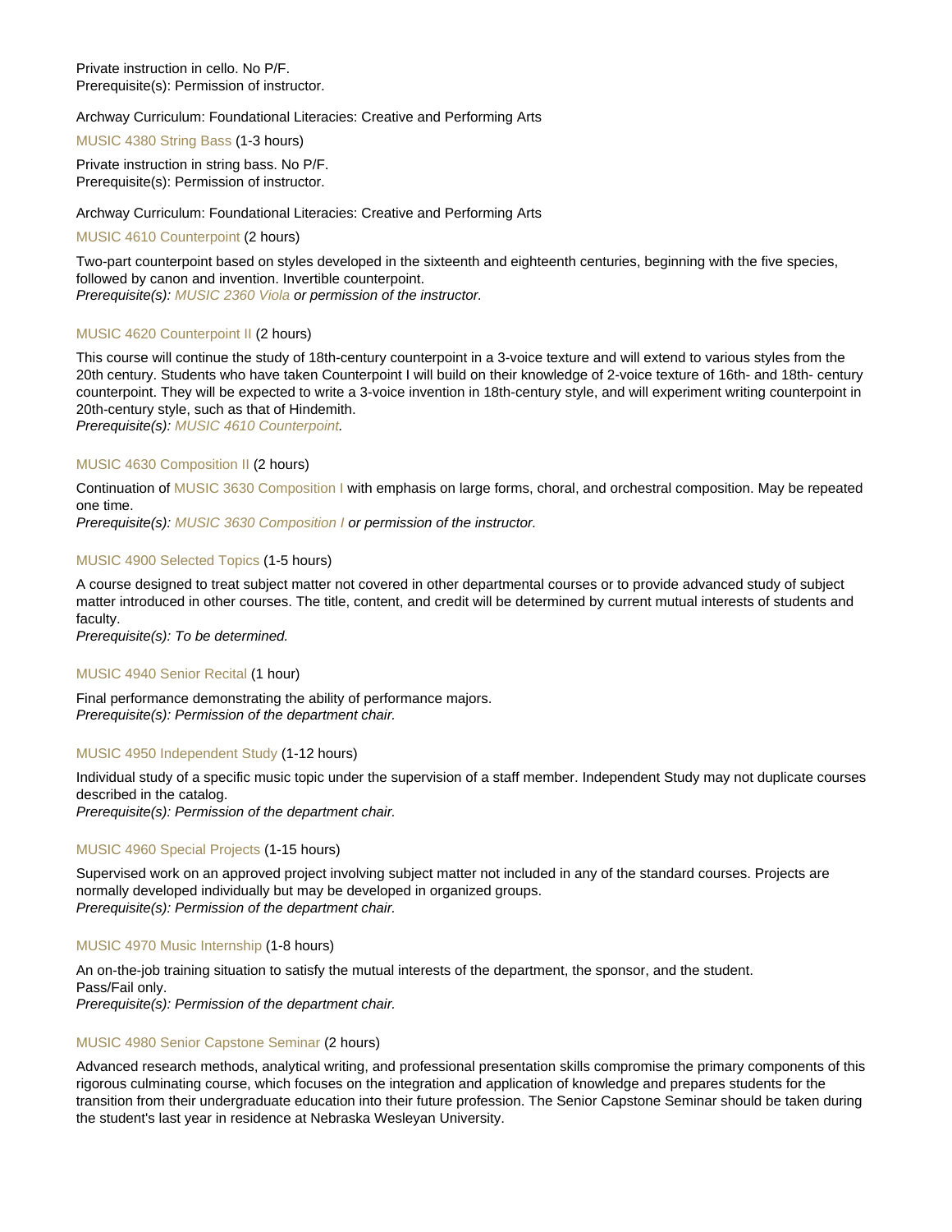Private instruction in cello. No P/F.
Prerequisite(s): Permission of instructor.

Archway Curriculum: Foundational Literacies: Creative and Performing Arts

### MUSIC 4380 String Bass (1-3 hours)

Private instruction in string bass. No P/F.
Prerequisite(s): Permission of instructor.

Archway Curriculum: Foundational Literacies: Creative and Performing Arts

### MUSIC 4610 Counterpoint (2 hours)

Two-part counterpoint based on styles developed in the sixteenth and eighteenth centuries, beginning with the five species, followed by canon and invention. Invertible counterpoint.
*Prerequisite(s): MUSIC 2360 Viola or permission of the instructor.*

### MUSIC 4620 Counterpoint II (2 hours)

This course will continue the study of 18th-century counterpoint in a 3-voice texture and will extend to various styles from the 20th century. Students who have taken Counterpoint I will build on their knowledge of 2-voice texture of 16th- and 18th- century counterpoint. They will be expected to write a 3-voice invention in 18th-century style, and will experiment writing counterpoint in 20th-century style, such as that of Hindemith.
*Prerequisite(s): MUSIC 4610 Counterpoint.*

### MUSIC 4630 Composition II (2 hours)

Continuation of MUSIC 3630 Composition I with emphasis on large forms, choral, and orchestral composition. May be repeated one time.
*Prerequisite(s): MUSIC 3630 Composition I or permission of the instructor.*

### MUSIC 4900 Selected Topics (1-5 hours)

A course designed to treat subject matter not covered in other departmental courses or to provide advanced study of subject matter introduced in other courses. The title, content, and credit will be determined by current mutual interests of students and faculty.
*Prerequisite(s): To be determined.*

### MUSIC 4940 Senior Recital (1 hour)

Final performance demonstrating the ability of performance majors.
*Prerequisite(s): Permission of the department chair.*

### MUSIC 4950 Independent Study (1-12 hours)

Individual study of a specific music topic under the supervision of a staff member. Independent Study may not duplicate courses described in the catalog.
*Prerequisite(s): Permission of the department chair.*

### MUSIC 4960 Special Projects (1-15 hours)

Supervised work on an approved project involving subject matter not included in any of the standard courses. Projects are normally developed individually but may be developed in organized groups.
*Prerequisite(s): Permission of the department chair.*

### MUSIC 4970 Music Internship (1-8 hours)

An on-the-job training situation to satisfy the mutual interests of the department, the sponsor, and the student.
Pass/Fail only.
*Prerequisite(s): Permission of the department chair.*

### MUSIC 4980 Senior Capstone Seminar (2 hours)

Advanced research methods, analytical writing, and professional presentation skills compromise the primary components of this rigorous culminating course, which focuses on the integration and application of knowledge and prepares students for the transition from their undergraduate education into their future profession. The Senior Capstone Seminar should be taken during the student's last year in residence at Nebraska Wesleyan University.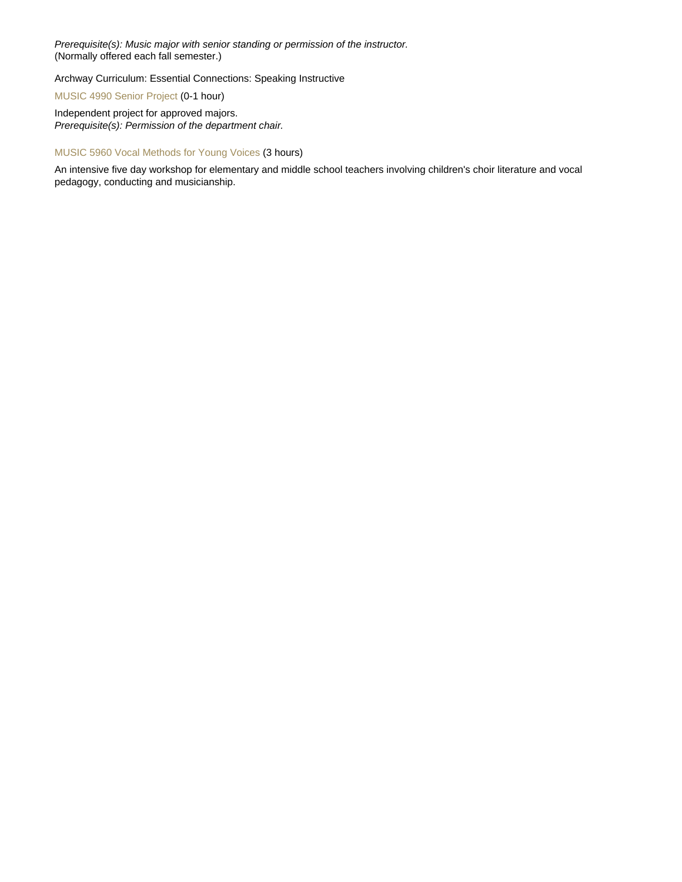*Prerequisite(s): Music major with senior standing or permission of the instructor.*
(Normally offered each fall semester.)

Archway Curriculum: Essential Connections: Speaking Instructive

MUSIC 4990 Senior Project (0-1 hour)

Independent project for approved majors.
*Prerequisite(s): Permission of the department chair.*

MUSIC 5960 Vocal Methods for Young Voices (3 hours)

An intensive five day workshop for elementary and middle school teachers involving children's choir literature and vocal pedagogy, conducting and musicianship.